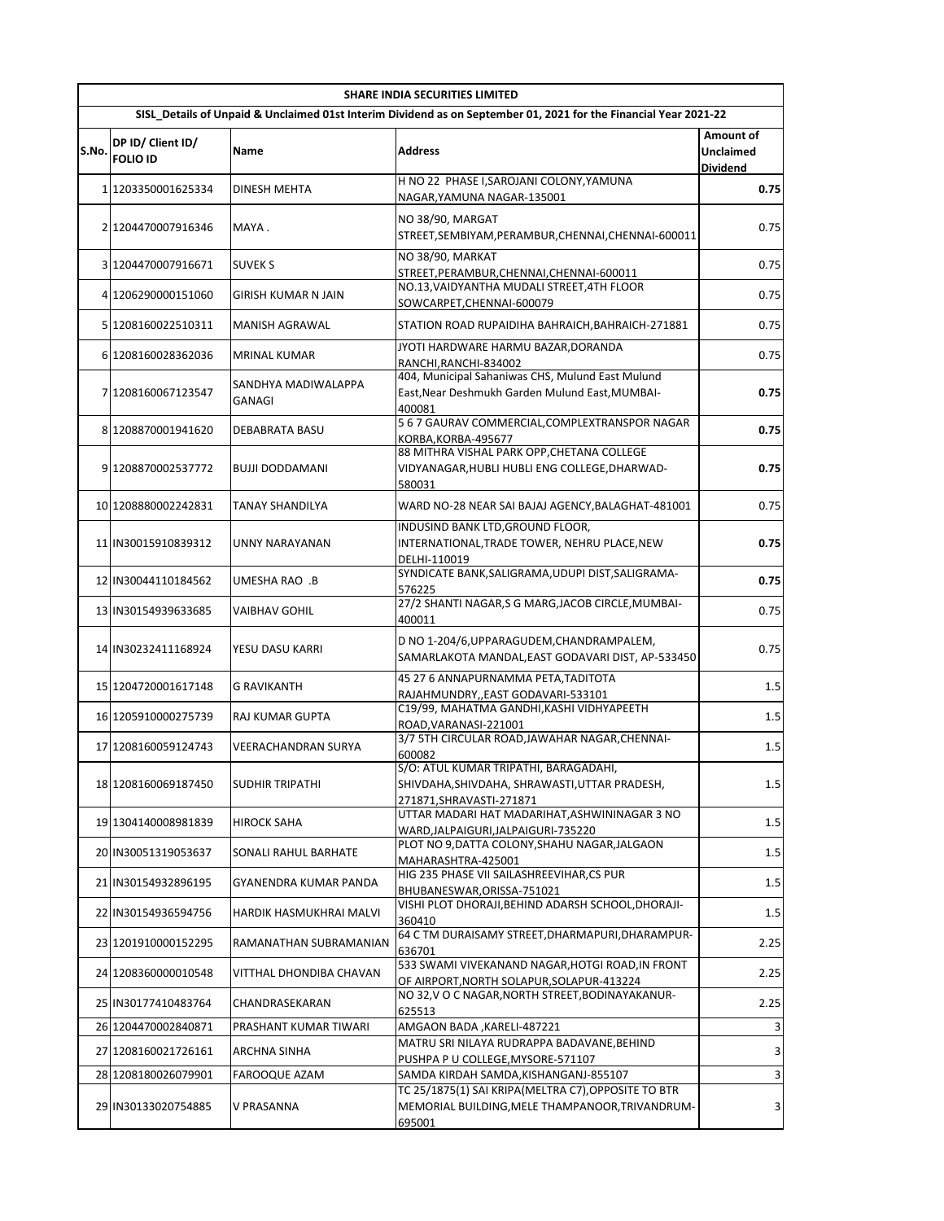| SHARE INDIA SECURITIES LIMITED | | | | |
|---|---|---|---|---|
| SISL_Details of Unpaid & Unclaimed 01st Interim Dividend as on September 01, 2021 for the Financial Year 2021-22 | | | | |
| S.No. | DP ID/ Client ID/ FOLIO ID | Name | Address | Amount of Unclaimed Dividend |
| 1 | 1203350001625334 | DINESH MEHTA | H NO 22 PHASE I,SAROJANI COLONY,YAMUNA NAGAR,YAMUNA NAGAR-135001 | **0.75** |
| 2 | 1204470007916346 | MAYA . | NO 38/90, MARGAT STREET,SEMBIYAM,PERAMBUR,CHENNAI,CHENNAI-600011 | 0.75 |
| 3 | 1204470007916671 | SUVEK S | NO 38/90, MARKAT STREET,PERAMBUR,CHENNAI,CHENNAI-600011 | 0.75 |
| 4 | 1206290000151060 | GIRISH KUMAR N JAIN | NO.13,VAIDYANTHA MUDALI STREET,4TH FLOOR SOWCARPET,CHENNAI-600079 | 0.75 |
| 5 | 1208160022510311 | MANISH AGRAWAL | STATION ROAD RUPAIDIHA BAHRAICH,BAHRAICH-271881 | 0.75 |
| 6 | 1208160028362036 | MRINAL KUMAR | JYOTI HARDWARE HARMU BAZAR,DORANDA RANCHI,RANCHI-834002 | 0.75 |
| 7 | 1208160067123547 | SANDHYA MADIWALAPPA GANAGI | 404, Municipal Sahaniwas CHS, Mulund East Mulund East,Near Deshmukh Garden Mulund East,MUMBAI-400081 | **0.75** |
| 8 | 1208870001941620 | DEBABRATA BASU | 5 6 7 GAURAV COMMERCIAL,COMPLEXTRANSPOR NAGAR KORBA,KORBA-495677 | **0.75** |
| 9 | 1208870002537772 | BUJJI DODDAMANI | 88 MITHRA VISHAL PARK OPP,CHETANA COLLEGE VIDYANAGAR,HUBLI HUBLI ENG COLLEGE,DHARWAD-580031 | **0.75** |
| 10 | 1208880002242831 | TANAY SHANDILYA | WARD NO-28 NEAR SAI BAJAJ AGENCY,BALAGHAT-481001 | 0.75 |
| 11 | IN30015910839312 | UNNY NARAYANAN | INDUSIND BANK LTD,GROUND FLOOR, INTERNATIONAL,TRADE TOWER, NEHRU PLACE,NEW DELHI-110019 | **0.75** |
| 12 | IN30044110184562 | UMESHA RAO .B | SYNDICATE BANK,SALIGRAMA,UDUPI DIST,SALIGRAMA-576225 | **0.75** |
| 13 | IN30154939633685 | VAIBHAV GOHIL | 27/2 SHANTI NAGAR,S G MARG,JACOB CIRCLE,MUMBAI-400011 | 0.75 |
| 14 | IN30232411168924 | YESU DASU KARRI | D NO 1-204/6,UPPARAGUDEM,CHANDRAMPALEM, SAMARLAKOTA MANDAL,EAST GODAVARI DIST, AP-533450 | 0.75 |
| 15 | 1204720001617148 | G RAVIKANTH | 45 27 6 ANNAPURNAMMA PETA,TADITOTA RAJAHMUNDRY,,EAST GODAVARI-533101 | 1.5 |
| 16 | 1205910000275739 | RAJ KUMAR GUPTA | C19/99, MAHATMA GANDHI,KASHI VIDHYAPEETH ROAD,VARANASI-221001 | 1.5 |
| 17 | 1208160059124743 | VEERACHANDRAN SURYA | 3/7 5TH CIRCULAR ROAD,JAWAHAR NAGAR,CHENNAI-600082 | 1.5 |
| 18 | 1208160069187450 | SUDHIR TRIPATHI | S/O: ATUL KUMAR TRIPATHI, BARAGADAHI, SHIVDAHA,SHIVDAHA, SHRAWASTI,UTTAR PRADESH, 271871,SHRAVASTI-271871 | 1.5 |
| 19 | 1304140008981839 | HIROCK SAHA | UTTAR MADARI HAT MADARIHAT,ASHWININAGAR 3 NO WARD,JALPAIGURI,JALPAIGURI-735220 | 1.5 |
| 20 | IN30051319053637 | SONALI RAHUL BARHATE | PLOT NO 9,DATTA COLONY,SHAHU NAGAR,JALGAON MAHARASHTRA-425001 | 1.5 |
| 21 | IN30154932896195 | GYANENDRA KUMAR PANDA | HIG 235 PHASE VII SAILASHREEVIHAR,CS PUR BHUBANESWAR,ORISSA-751021 | 1.5 |
| 22 | IN30154936594756 | HARDIK HASMUKHRAI MALVI | VISHI PLOT DHORAJI,BEHIND ADARSH SCHOOL,DHORAJI-360410 | 1.5 |
| 23 | 1201910000152295 | RAMANATHAN SUBRAMANIAN | 64 C TM DURAISAMY STREET,DHARMAPURI,DHARAMPUR-636701 | 2.25 |
| 24 | 1208360000010548 | VITTHAL DHONDIBA CHAVAN | 533 SWAMI VIVEKANAND NAGAR,HOTGI ROAD,IN FRONT OF AIRPORT,NORTH SOLAPUR,SOLAPUR-413224 | 2.25 |
| 25 | IN30177410483764 | CHANDRASEKARAN | NO 32,V O C NAGAR,NORTH STREET,BODINAYAKANUR-625513 | 2.25 |
| 26 | 1204470002840871 | PRASHANT KUMAR TIWARI | AMGAON BADA ,KARELI-487221 | 3 |
| 27 | 1208160021726161 | ARCHNA SINHA | MATRU SRI NILAYA RUDRAPPA BADAVANE,BEHIND PUSHPA P U COLLEGE,MYSORE-571107 | 3 |
| 28 | 1208180026079901 | FAROOQUE AZAM | SAMDA KIRDAH SAMDA,KISHANGANJ-855107 | 3 |
| 29 | IN30133020754885 | V PRASANNA | TC 25/1875(1) SAI KRIPA(MELTRA C7),OPPOSITE TO BTR MEMORIAL BUILDING,MELE THAMPANOOR,TRIVANDRUM-695001 | 3 |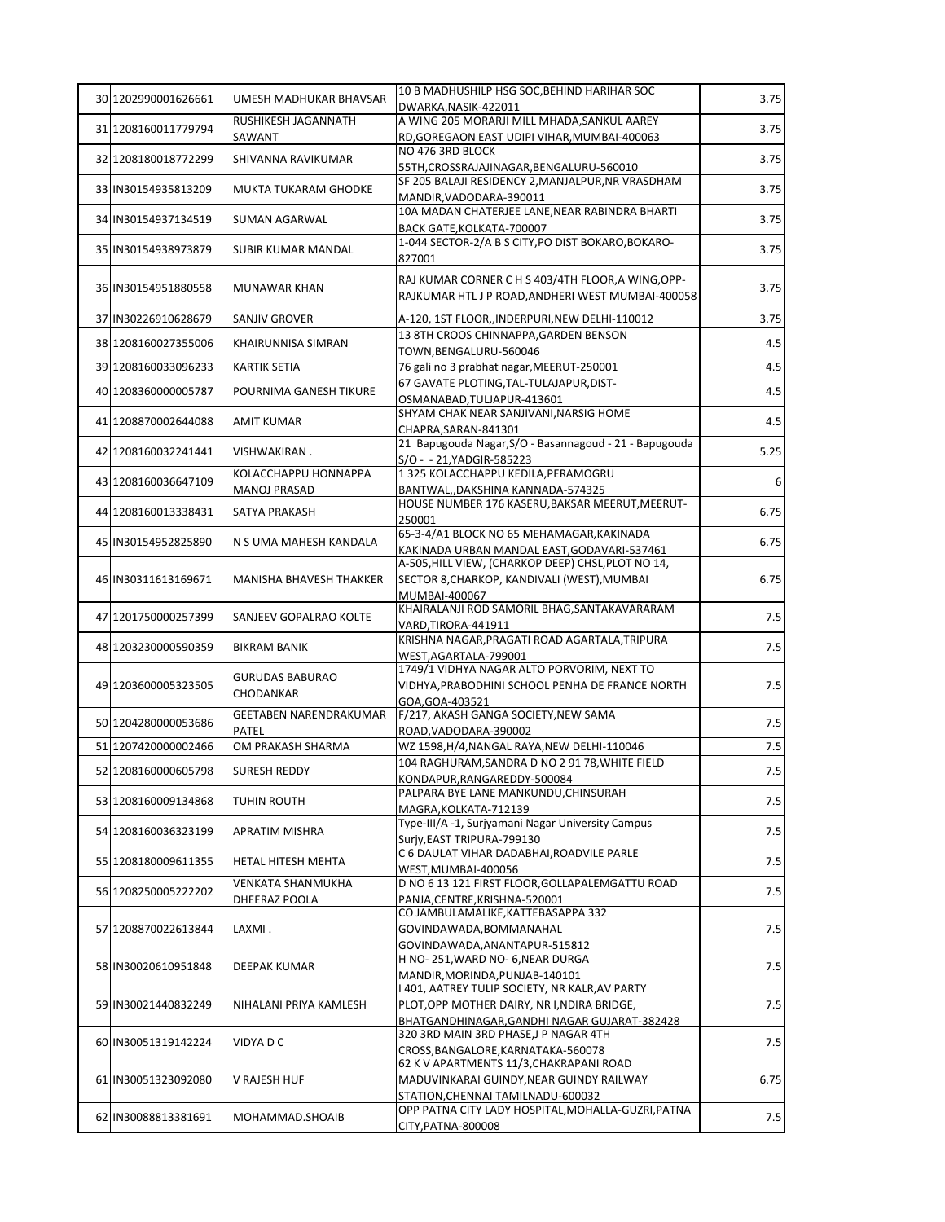| | | | | |
|---|---|---|---|---|
| 30 | 1202990001626661 | UMESH MADHUKAR BHAVSAR | 10 B MADHUSHILP HSG SOC,BEHIND HARIHAR SOC DWARKA,NASIK-422011 | 3.75 |
| 31 | 1208160011779794 | RUSHIKESH JAGANNATH SAWANT | A WING 205 MORARJI MILL MHADA,SANKUL AAREY RD,GOREGAON EAST UDIPI VIHAR,MUMBAI-400063 | 3.75 |
| 32 | 1208180018772299 | SHIVANNA RAVIKUMAR | NO 476 3RD BLOCK 55TH,CROSSRAJAJINAGAR,BENGALURU-560010 | 3.75 |
| 33 | IN30154935813209 | MUKTA TUKARAM GHODKE | SF 205 BALAJI RESIDENCY 2,MANJALPUR,NR VRASDHAM MANDIR,VADODARA-390011 | 3.75 |
| 34 | IN30154937134519 | SUMAN AGARWAL | 10A MADAN CHATERJEE LANE,NEAR RABINDRA BHARTI BACK GATE,KOLKATA-700007 | 3.75 |
| 35 | IN30154938973879 | SUBIR KUMAR MANDAL | 1-044 SECTOR-2/A B S CITY,PO DIST BOKARO,BOKARO-827001 | 3.75 |
| 36 | IN30154951880558 | MUNAWAR KHAN | RAJ KUMAR CORNER C H S 403/4TH FLOOR,A WING,OPP-RAJKUMAR HTL J P ROAD,ANDHERI WEST MUMBAI-400058 | 3.75 |
| 37 | IN30226910628679 | SANJIV GROVER | A-120, 1ST FLOOR,,INDERPURI,NEW DELHI-110012 | 3.75 |
| 38 | 1208160027355006 | KHAIRUNNISA SIMRAN | 13 8TH CROOS CHINNAPPA,GARDEN BENSON TOWN,BENGALURU-560046 | 4.5 |
| 39 | 1208160033096233 | KARTIK SETIA | 76 gali no 3 prabhat nagar,MEERUT-250001 | 4.5 |
| 40 | 1208360000005787 | POURNIMA GANESH TIKURE | 67 GAVATE PLOTING,TAL-TULAJAPUR,DIST-OSMANABAD,TULJAPUR-413601 | 4.5 |
| 41 | 1208870002644088 | AMIT KUMAR | SHYAM CHAK NEAR SANJIVANI,NARSIG HOME CHAPRA,SARAN-841301 | 4.5 |
| 42 | 1208160032241441 | VISHWAKIRAN . | 21 Bapugouda Nagar,S/O - Basannagoud - 21 - Bapugouda S/O - - 21,YADGIR-585223 | 5.25 |
| 43 | 1208160036647109 | KOLACCHAPPU HONNAPPA MANOJ PRASAD | 1 325 KOLACCHAPPU KEDILA,PERAMOGRU BANTWAL,,DAKSHINA KANNADA-574325 | 6 |
| 44 | 1208160013338431 | SATYA PRAKASH | HOUSE NUMBER 176 KASERU,BAKSAR MEERUT,MEERUT-250001 | 6.75 |
| 45 | IN30154952825890 | N S UMA MAHESH KANDALA | 65-3-4/A1 BLOCK NO 65 MEHAMAGAR,KAKINADA KAKINADA URBAN MANDAL EAST,GODAVARI-537461 | 6.75 |
| 46 | IN30311613169671 | MANISHA BHAVESH THAKKER | A-505,HILL VIEW, (CHARKOP DEEP) CHSL,PLOT NO 14, SECTOR 8,CHARKOP, KANDIVALI (WEST),MUMBAI MUMBAI-400067 | 6.75 |
| 47 | 1201750000257399 | SANJEEV GOPALRAO KOLTE | KHAIRALANJI ROD SAMORIL BHAG,SANTAKAVARARAM VARD,TIRORA-441911 | 7.5 |
| 48 | 1203230000590359 | BIKRAM BANIK | KRISHNA NAGAR,PRAGATI ROAD AGARTALA,TRIPURA WEST,AGARTALA-799001 | 7.5 |
| 49 | 1203600005323505 | GURUDAS BABURAO CHODANKAR | 1749/1 VIDHYA NAGAR ALTO PORVORIM, NEXT TO VIDHYA,PRABODHINI SCHOOL PENHA DE FRANCE NORTH GOA,GOA-403521 | 7.5 |
| 50 | 1204280000053686 | GEETABEN NARENDRAKUMAR PATEL | F/217, AKASH GANGA SOCIETY,NEW SAMA ROAD,VADODARA-390002 | 7.5 |
| 51 | 1207420000002466 | OM PRAKASH SHARMA | WZ 1598,H/4,NANGAL RAYA,NEW DELHI-110046 | 7.5 |
| 52 | 1208160000605798 | SURESH REDDY | 104 RAGHURAM,SANDRA D NO 2 91 78,WHITE FIELD KONDAPUR,RANGAREDDY-500084 | 7.5 |
| 53 | 1208160009134868 | TUHIN ROUTH | PALPARA BYE LANE MANKUNDU,CHINSURAH MAGRA,KOLKATA-712139 | 7.5 |
| 54 | 1208160036323199 | APRATIM MISHRA | Type-III/A -1, Surjyamani Nagar University Campus Surjy,EAST TRIPURA-799130 | 7.5 |
| 55 | 1208180009611355 | HETAL HITESH MEHTA | C 6 DAULAT VIHAR DADABHAI,ROADVILE PARLE WEST,MUMBAI-400056 | 7.5 |
| 56 | 1208250005222202 | VENKATA SHANMUKHA DHEERAZ POOLA | D NO 6 13 121 FIRST FLOOR,GOLLAPALEMGATTU ROAD PANJA,CENTRE,KRISHNA-520001 | 7.5 |
| 57 | 1208870022613844 | LAXMI . | CO JAMBULAMALIKE,KATTEBASAPPA 332 GOVINDAWADA,BOMMANAHAL GOVINDAWADA,ANANTAPUR-515812 | 7.5 |
| 58 | IN30020610951848 | DEEPAK KUMAR | H NO- 251,WARD NO- 6,NEAR DURGA MANDIR,MORINDA,PUNJAB-140101 | 7.5 |
| 59 | IN30021440832249 | NIHALANI PRIYA KAMLESH | I 401, AATREY TULIP SOCIETY, NR KALR,AV PARTY PLOT,OPP MOTHER DAIRY, NR I,NDIRA BRIDGE, BHATGANDHINAGAR,GANDHI NAGAR GUJARAT-382428 | 7.5 |
| 60 | IN30051319142224 | VIDYA D C | 320 3RD MAIN 3RD PHASE,J P NAGAR 4TH CROSS,BANGALORE,KARNATAKA-560078 | 7.5 |
| 61 | IN30051323092080 | V RAJESH HUF | 62 K V APARTMENTS 11/3,CHAKRAPANI ROAD MADUVINKARAI GUINDY,NEAR GUINDY RAILWAY STATION,CHENNAI TAMILNADU-600032 | 6.75 |
| 62 | IN30088813381691 | MOHAMMAD.SHOAIB | OPP PATNA CITY LADY HOSPITAL,MOHALLA-GUZRI,PATNA CITY,PATNA-800008 | 7.5 |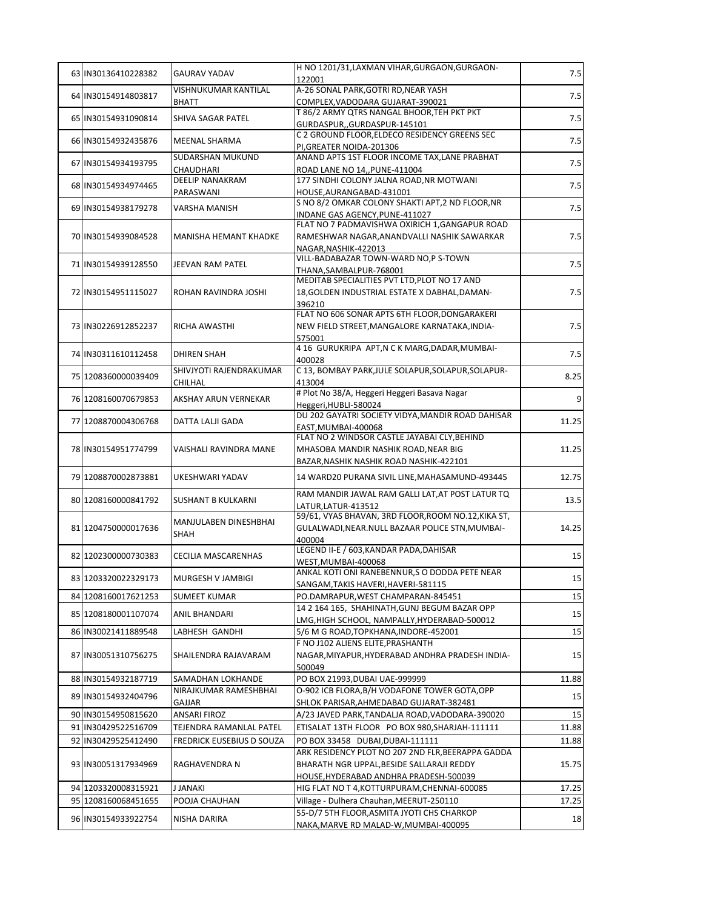| | | | | |
|---|---|---|---|---|
| 63 | IN30136410228382 | GAURAV YADAV | H NO 1201/31,LAXMAN VIHAR,GURGAON,GURGAON-122001 | 7.5 |
| 64 | IN30154914803817 | VISHNUKUMAR KANTILAL BHATT | A-26 SONAL PARK,GOTRI RD,NEAR YASH COMPLEX,VADODARA GUJARAT-390021 | 7.5 |
| 65 | IN30154931090814 | SHIVA SAGAR PATEL | T 86/2 ARMY QTRS NANGAL BHOOR,TEH PKT PKT GURDASPUR,,GURDASPUR-145101 | 7.5 |
| 66 | IN30154932435876 | MEENAL SHARMA | C 2 GROUND FLOOR,ELDECO RESIDENCY GREENS SEC PI,GREATER NOIDA-201306 | 7.5 |
| 67 | IN30154934193795 | SUDARSHAN MUKUND CHAUDHARI | ANAND APTS 1ST FLOOR INCOME TAX,LANE PRABHAT ROAD LANE NO 14,,PUNE-411004 | 7.5 |
| 68 | IN30154934974465 | DEELIP NANAKRAM PARASWANI | 177 SINDHI COLONY JALNA ROAD,NR MOTWANI HOUSE,AURANGABAD-431001 | 7.5 |
| 69 | IN30154938179278 | VARSHA MANISH | S NO 8/2 OMKAR COLONY SHAKTI APT,2 ND FLOOR,NR INDANE GAS AGENCY,PUNE-411027 | 7.5 |
| 70 | IN30154939084528 | MANISHA HEMANT KHADKE | FLAT NO 7 PADMAVISHWA OXIRICH 1,GANGAPUR ROAD RAMESHWAR NAGAR,ANANDVALLI NASHIK SAWARKAR NAGAR,NASHIK-422013 | 7.5 |
| 71 | IN30154939128550 | JEEVAN RAM PATEL | VILL-BADABAZAR TOWN-WARD NO,P S-TOWN THANA,SAMBALPUR-768001 | 7.5 |
| 72 | IN30154951115027 | ROHAN RAVINDRA JOSHI | MEDITAB SPECIALITIES PVT LTD,PLOT NO 17 AND 18,GOLDEN INDUSTRIAL ESTATE X DABHAL,DAMAN-396210 | 7.5 |
| 73 | IN30226912852237 | RICHA AWASTHI | FLAT NO 606 SONAR APTS 6TH FLOOR,DONGARAKERI NEW FIELD STREET,MANGALORE KARNATAKA,INDIA-575001 | 7.5 |
| 74 | IN30311610112458 | DHIREN SHAH | 4 16 GURUKRIPA APT,N C K MARG,DADAR,MUMBAI-400028 | 7.5 |
| 75 | 1208360000039409 | SHIVJYOTI RAJENDRAKUMAR CHILHAL | C 13, BOMBAY PARK,JULE SOLAPUR,SOLAPUR,SOLAPUR-413004 | 8.25 |
| 76 | 1208160070679853 | AKSHAY ARUN VERNEKAR | # Plot No 38/A, Heggeri Heggeri Basava Nagar Heggeri,HUBLI-580024 | 9 |
| 77 | 1208870004306768 | DATTA LALJI GADA | DU 202 GAYATRI SOCIETY VIDYA,MANDIR ROAD DAHISAR EAST,MUMBAI-400068 | 11.25 |
| 78 | IN30154951774799 | VAISHALI RAVINDRA MANE | FLAT NO 2 WINDSOR CASTLE JAYABAI CLY,BEHIND MHASOBA MANDIR NASHIK ROAD,NEAR BIG BAZAR,NASHIK ROAD NASHIK-422101 | 11.25 |
| 79 | 1208870002873881 | UKESHWARI YADAV | 14 WARD20 PURANA SIVIL LINE,MAHASAMUND-493445 | 12.75 |
| 80 | 1208160000841792 | SUSHANT B KULKARNI | RAM MANDIR JAWAL RAM GALLI LAT,AT POST LATUR TQ LATUR,LATUR-413512 | 13.5 |
| 81 | 1204750000017636 | MANJULABEN DINESHBHAI SHAH | 59/61, VYAS BHAVAN, 3RD FLOOR,ROOM NO.12,KIKA ST, GULALWADI,NEAR.NULL BAZAAR POLICE STN,MUMBAI-400004 | 14.25 |
| 82 | 1202300000730383 | CECILIA MASCARENHAS | LEGEND II-E / 603,KANDAR PADA,DAHISAR WEST,MUMBAI-400068 | 15 |
| 83 | 1203320022329173 | MURGESH V JAMBIGI | ANKAL KOTI ONI RANEBENNUR,S O DODDA PETE NEAR SANGAM,TAKIS HAVERI,HAVERI-581115 | 15 |
| 84 | 1208160017621253 | SUMEET KUMAR | PO.DAMRAPUR,WEST CHAMPARAN-845451 | 15 |
| 85 | 1208180001107074 | ANIL BHANDARI | 14 2 164 165, SHAHINATH,GUNJ BEGUM BAZAR OPP LMG,HIGH SCHOOL, NAMPALLY,HYDERABAD-500012 | 15 |
| 86 | IN30021411889548 | LABHESH GANDHI | 5/6 M G ROAD,TOPKHANA,INDORE-452001 | 15 |
| 87 | IN30051310756275 | SHAILENDRA RAJAVARAM | F NO J102 ALIENS ELITE,PRASHANTH NAGAR,MIYAPUR,HYDERABAD ANDHRA PRADESH INDIA-500049 | 15 |
| 88 | IN30154932187719 | SAMADHAN LOKHANDE | PO BOX 21993,DUBAI UAE-999999 | 11.88 |
| 89 | IN30154932404796 | NIRAJKUMAR RAMESHBHAI GAJJAR | O-902 ICB FLORA,B/H VODAFONE TOWER GOTA,OPP SHLOK PARISAR,AHMEDABAD GUJARAT-382481 | 15 |
| 90 | IN30154950815620 | ANSARI FIROZ | A/23 JAVED PARK,TANDALJA ROAD,VADODARA-390020 | 15 |
| 91 | IN30429522516709 | TEJENDRA RAMANLAL PATEL | ETISALAT 13TH FLOOR PO BOX 980,SHARJAH-111111 | 11.88 |
| 92 | IN30429525412490 | FREDRICK EUSEBIUS D SOUZA | PO BOX 33458 DUBAI,DUBAI-111111 | 11.88 |
| 93 | IN30051317934969 | RAGHAVENDRA N | ARK RESIDENCY PLOT NO 207 2ND FLR,BEERAPPA GADDA BHARATH NGR UPPAL,BESIDE SALLARAJI REDDY HOUSE,HYDERABAD ANDHRA PRADESH-500039 | 15.75 |
| 94 | 1203320008315921 | J JANAKI | HIG FLAT NO T 4,KOTTURPURAM,CHENNAI-600085 | 17.25 |
| 95 | 1208160068451655 | POOJA CHAUHAN | Village - Dulhera Chauhan,MEERUT-250110 | 17.25 |
| 96 | IN30154933922754 | NISHA DARIRA | 55-D/7 5TH FLOOR,ASMITA JYOTI CHS CHARKOP NAKA,MARVE RD MALAD-W,MUMBAI-400095 | 18 |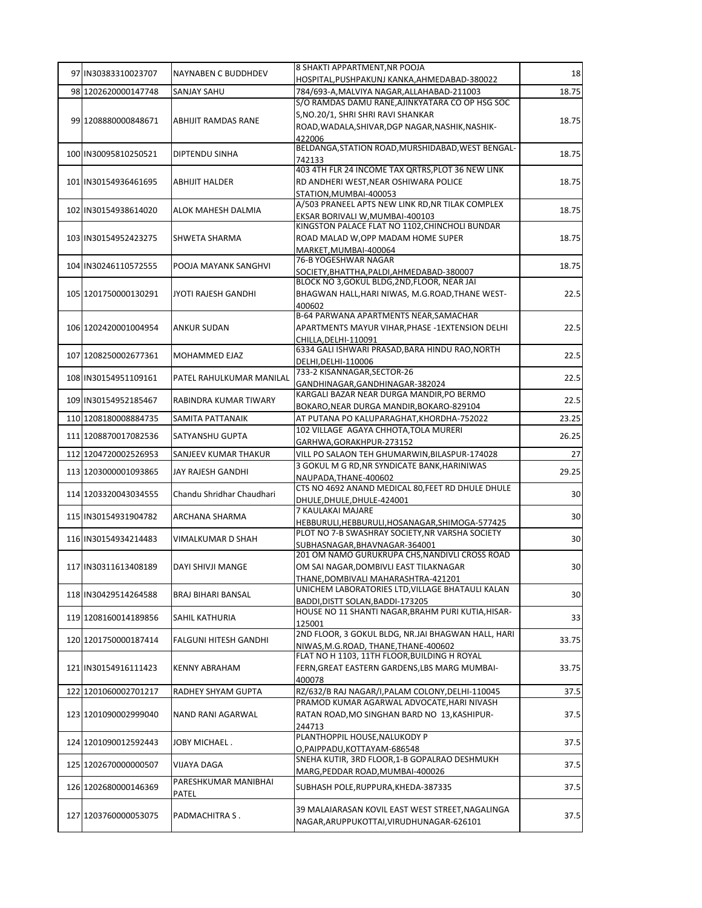| | | | | |
|---|---|---|---|---|
| 97 | IN30383310023707 | NAYNABEN C BUDDHDEV | 8 SHAKTI APPARTMENT,NR POOJA HOSPITAL,PUSHPAKUNJ KANKA,AHMEDABAD-380022 | 18 |
| 98 | 1202620000147748 | SANJAY SAHU | 784/693-A,MALVIYA NAGAR,ALLAHABAD-211003 | 18.75 |
| 99 | 1208880000848671 | ABHIJIT RAMDAS RANE | S/O RAMDAS DAMU RANE,AJINKYATARA CO OP HSG SOC S,NO.20/1, SHRI SHRI RAVI SHANKAR ROAD,WADALA,SHIVAR,DGP NAGAR,NASHIK,NASHIK-422006 | 18.75 |
| 100 | IN30095810250521 | DIPTENDU SINHA | BELDANGA,STATION ROAD,MURSHIDABAD,WEST BENGAL-742133 | 18.75 |
| 101 | IN30154936461695 | ABHIJIT HALDER | 403 4TH FLR 24 INCOME TAX QRTRS,PLOT 36 NEW LINK RD ANDHERI WEST,NEAR OSHIWARA POLICE STATION,MUMBAI-400053 | 18.75 |
| 102 | IN30154938614020 | ALOK MAHESH DALMIA | A/503 PRANEEL APTS NEW LINK RD,NR TILAK COMPLEX EKSAR BORIVALI W,MUMBAI-400103 | 18.75 |
| 103 | IN30154952423275 | SHWETA SHARMA | KINGSTON PALACE FLAT NO 1102,CHINCHOLI BUNDAR ROAD MALAD W,OPP MADAM HOME SUPER MARKET,MUMBAI-400064 | 18.75 |
| 104 | IN30246110572555 | POOJA MAYANK SANGHVI | 76-B YOGESHWAR NAGAR SOCIETY,BHATTHA,PALDI,AHMEDABAD-380007 | 18.75 |
| 105 | 1201750000130291 | JYOTI RAJESH GANDHI | BLOCK NO 3,GOKUL BLDG,2ND,FLOOR, NEAR JAI BHAGWAN HALL,HARI NIWAS, M.G.ROAD,THANE WEST-400602 | 22.5 |
| 106 | 1202420001004954 | ANKUR SUDAN | B-64 PARWANA APARTMENTS NEAR,SAMACHAR APARTMENTS MAYUR VIHAR,PHASE -1EXTENSION DELHI CHILLA,DELHI-110091 | 22.5 |
| 107 | 1208250002677361 | MOHAMMED EJAZ | 6334 GALI ISHWARI PRASAD,BARA HINDU RAO,NORTH DELHI,DELHI-110006 | 22.5 |
| 108 | IN30154951109161 | PATEL RAHULKUMAR MANILAL | 733-2 KISANNAGAR,SECTOR-26 GANDHINAGAR,GANDHINAGAR-382024 | 22.5 |
| 109 | IN30154952185467 | RABINDRA KUMAR TIWARY | KARGALI BAZAR NEAR DURGA MANDIR,PO BERMO BOKARO,NEAR DURGA MANDIR,BOKARO-829104 | 22.5 |
| 110 | 1208180008884735 | SAMITA PATTANAIK | AT PUTANA PO KALUPARAGHAT,KHORDHA-752022 | 23.25 |
| 111 | 1208870017082536 | SATYANSHU GUPTA | 102 VILLAGE AGAYA CHHOTA,TOLA MURERI GARHWA,GORAKHPUR-273152 | 26.25 |
| 112 | 1204720002526953 | SANJEEV KUMAR THAKUR | VILL PO SALAON TEH GHUMARWIN,BILASPUR-174028 | 27 |
| 113 | 1203000001093865 | JAY RAJESH GANDHI | 3 GOKUL M G RD,NR SYNDICATE BANK,HARINIWAS NAUPADA,THANE-400602 | 29.25 |
| 114 | 1203320043034555 | Chandu Shridhar Chaudhari | CTS NO 4692 ANAND MEDICAL 80,FEET RD DHULE DHULE DHULE,DHULE,DHULE-424001 | 30 |
| 115 | IN30154931904782 | ARCHANA SHARMA | 7 KAULAKAI MAJARE HEBBURULI,HEBBURULI,HOSANAGAR,SHIMOGA-577425 | 30 |
| 116 | IN30154934214483 | VIMALKUMAR D SHAH | PLOT NO 7-B SWASHRAY SOCIETY,NR VARSHA SOCIETY SUBHASNAGAR,BHAVNAGAR-364001 | 30 |
| 117 | IN30311613408189 | DAYI SHIVJI MANGE | 201 OM NAMO GURUKRUPA CHS,NANDIVLI CROSS ROAD OM SAI NAGAR,DOMBIVLI EAST TILAKNAGAR THANE,DOMBIVALI MAHARASHTRA-421201 | 30 |
| 118 | IN30429514264588 | BRAJ BIHARI BANSAL | UNICHEM LABORATORIES LTD,VILLAGE BHATAULI KALAN BADDI,DISTT SOLAN,BADDI-173205 | 30 |
| 119 | 1208160014189856 | SAHIL KATHURIA | HOUSE NO 11 SHANTI NAGAR,BRAHM PURI KUTIA,HISAR-125001 | 33 |
| 120 | 1201750000187414 | FALGUNI HITESH GANDHI | 2ND FLOOR, 3 GOKUL BLDG, NR.JAI BHAGWAN HALL, HARI NIWAS,M.G.ROAD, THANE,THANE-400602 | 33.75 |
| 121 | IN30154916111423 | KENNY ABRAHAM | FLAT NO H 1103, 11TH FLOOR,BUILDING H ROYAL FERN,GREAT EASTERN GARDENS,LBS MARG MUMBAI-400078 | 33.75 |
| 122 | 1201060002701217 | RADHEY SHYAM GUPTA | RZ/632/B RAJ NAGAR/I,PALAM COLONY,DELHI-110045 | 37.5 |
| 123 | 1201090002999040 | NAND RANI AGARWAL | PRAMOD KUMAR AGARWAL ADVOCATE,HARI NIVASH RATAN ROAD,MO SINGHAN BARD NO 13,KASHIPUR-244713 | 37.5 |
| 124 | 1201090012592443 | JOBY MICHAEL . | PLANTHOPPIL HOUSE,NALUKODY P O,PAIPPADU,KOTTAYAM-686548 | 37.5 |
| 125 | 1202670000000507 | VIJAYA DAGA | SNEHA KUTIR, 3RD FLOOR,1-B GOPALRAO DESHMUKH MARG,PEDDAR ROAD,MUMBAI-400026 | 37.5 |
| 126 | 1202680000146369 | PARESHKUMAR MANIBHAI PATEL | SUBHASH POLE,RUPPURA,KHEDA-387335 | 37.5 |
| 127 | 1203760000053075 | PADMACHITRA S . | 39 MALAIARASAN KOVIL EAST WEST STREET,NAGALINGA NAGAR,ARUPPUKOTTAI,VIRUDHUNAGAR-626101 | 37.5 |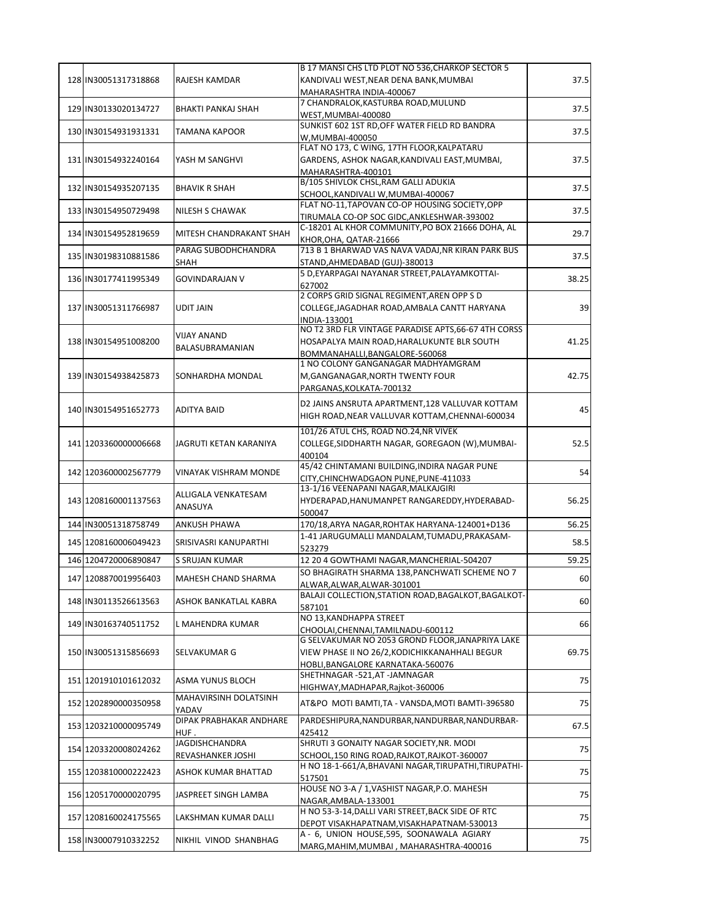| | | | | |
|---|---|---|---|---|
| 128 | IN30051317318868 | RAJESH KAMDAR | B 17 MANSI CHS LTD PLOT NO 536,CHARKOP SECTOR 5 KANDIVALI WEST,NEAR DENA BANK,MUMBAI MAHARASHTRA INDIA-400067 | 37.5 |
| 129 | IN30133020134727 | BHAKTI PANKAJ SHAH | 7 CHANDRALOK,KASTURBA ROAD,MULUND WEST,MUMBAI-400080 | 37.5 |
| 130 | IN30154931931331 | TAMANA KAPOOR | SUNKIST 602 1ST RD,OFF WATER FIELD RD BANDRA W,MUMBAI-400050 | 37.5 |
| 131 | IN30154932240164 | YASH M SANGHVI | FLAT NO 173, C WING, 17TH FLOOR,KALPATARU GARDENS, ASHOK NAGAR,KANDIVALI EAST,MUMBAI, MAHARASHTRA-400101 | 37.5 |
| 132 | IN30154935207135 | BHAVIK R SHAH | B/105 SHIVLOK CHSL,RAM GALLI ADUKIA SCHOOL,KANDIVALI W,MUMBAI-400067 | 37.5 |
| 133 | IN30154950729498 | NILESH S CHAWAK | FLAT NO-11,TAPOVAN CO-OP HOUSING SOCIETY,OPP TIRUMALA CO-OP SOC GIDC,ANKLESHWAR-393002 | 37.5 |
| 134 | IN30154952819659 | MITESH CHANDRAKANT SHAH | C-18201 AL KHOR COMMUNITY,PO BOX 21666 DOHA, AL KHOR,OHA, QATAR-21666 | 29.7 |
| 135 | IN30198310881586 | PARAG SUBODHCHANDRA SHAH | 713 B 1 BHARWAD VAS NAVA VADAJ,NR KIRAN PARK BUS STAND,AHMEDABAD (GUJ)-380013 | 37.5 |
| 136 | IN30177411995349 | GOVINDARAJAN V | 5 D,EYARPAGAI NAYANAR STREET,PALAYAMKOTTAI-627002 | 38.25 |
| 137 | IN30051311766987 | UDIT JAIN | 2 CORPS GRID SIGNAL REGIMENT,AREN OPP S D COLLEGE,JAGADHAR ROAD,AMBALA CANTT HARYANA INDIA-133001 | 39 |
| 138 | IN30154951008200 | VIJAY ANAND BALASUBRAMANIAN | NO T2 3RD FLR VINTAGE PARADISE APTS,66-67 4TH CORSS HOSAPALYA MAIN ROAD,HARALUKUNTE BLR SOUTH BOMMANAHALLI,BANGALORE-560068 | 41.25 |
| 139 | IN30154938425873 | SONHARDHA MONDAL | 1 NO COLONY GANGANAGAR MADHYAMGRAM M,GANGANAGAR,NORTH TWENTY FOUR PARGANAS,KOLKATA-700132 | 42.75 |
| 140 | IN30154951652773 | ADITYA BAID | D2 JAINS ANSRUTA APARTMENT,128 VALLUVAR KOTTAM HIGH ROAD,NEAR VALLUVAR KOTTAM,CHENNAI-600034 | 45 |
| 141 | 1203360000006668 | JAGRUTI KETAN KARANIYA | 101/26 ATUL CHS, ROAD NO.24,NR VIVEK COLLEGE,SIDDHARTH NAGAR, GOREGAON (W),MUMBAI-400104 | 52.5 |
| 142 | 1203600002567779 | VINAYAK VISHRAM MONDE | 45/42 CHINTAMANI BUILDING,INDIRA NAGAR PUNE CITY,CHINCHWADGAON PUNE,PUNE-411033 | 54 |
| 143 | 1208160001137563 | ALLIGALA VENKATESAM ANASUYA | 13-1/16 VEENAPANI NAGAR,MALKAJGIRI HYDERAPAD,HANUMANPET RANGAREDDY,HYDERABAD-500047 | 56.25 |
| 144 | IN30051318758749 | ANKUSH PHAWA | 170/18,ARYA NAGAR,ROHTAK HARYANA-124001+D136 | 56.25 |
| 145 | 1208160006049423 | SRISIVASRI KANUPARTHI | 1-41 JARUGUMALLI MANDALAM,TUMADU,PRAKASAM-523279 | 58.5 |
| 146 | 1204720006890847 | S SRUJAN KUMAR | 12 20 4 GOWTHAMI NAGAR,MANCHERIAL-504207 | 59.25 |
| 147 | 1208870019956403 | MAHESH CHAND SHARMA | SO BHAGIRATH SHARMA 138,PANCHWATI SCHEME NO 7 ALWAR,ALWAR,ALWAR-301001 | 60 |
| 148 | IN30113526613563 | ASHOK BANKATLAL KABRA | BALAJI COLLECTION,STATION ROAD,BAGALKOT,BAGALKOT-587101 | 60 |
| 149 | IN30163740511752 | L MAHENDRA KUMAR | NO 13,KANDHAPPA STREET CHOOLAI,CHENNAI,TAMILNADU-600112 | 66 |
| 150 | IN30051315856693 | SELVAKUMAR G | G SELVAKUMAR NO 2053 GROND FLOOR,JANAPRIYA LAKE VIEW PHASE II NO 26/2,KODICHIKKANAHHALI BEGUR HOBLI,BANGALORE KARNATAKA-560076 | 69.75 |
| 151 | 1201910101612032 | ASMA YUNUS BLOCH | SHETHNAGAR -521,AT -JAMNAGAR HIGHWAY,MADHAPAR,Rajkot-360006 | 75 |
| 152 | 1202890000350958 | MAHAVIRSINH DOLATSINH YADAV | AT&PO MOTI BAMTI,TA - VANSDA,MOTI BAMTI-396580 | 75 |
| 153 | 1203210000095749 | DIPAK PRABHAKAR ANDHARE HUF . | PARDESHIPURA,NANDURBAR,NANDURBAR,NANDURBAR-425412 | 67.5 |
| 154 | 1203320008024262 | JAGDISHCHANDRA REVASHANKER JOSHI | SHRUTI 3 GONAITY NAGAR SOCIETY,NR. MODI SCHOOL,150 RING ROAD,RAJKOT,RAJKOT-360007 | 75 |
| 155 | 1203810000222423 | ASHOK KUMAR BHATTAD | H NO 18-1-661/A,BHAVANI NAGAR,TIRUPATHI,TIRUPATHI-517501 | 75 |
| 156 | 1205170000020795 | JASPREET SINGH LAMBA | HOUSE NO 3-A / 1,VASHIST NAGAR,P.O. MAHESH NAGAR,AMBALA-133001 | 75 |
| 157 | 1208160024175565 | LAKSHMAN KUMAR DALLI | H NO 53-3-14,DALLI VARI STREET,BACK SIDE OF RTC DEPOT VISAKHAPATNAM,VISAKHAPATNAM-530013 | 75 |
| 158 | IN30007910332252 | NIKHIL VINOD SHANBHAG | A - 6, UNION HOUSE,595, SOONAWALA AGIARY MARG,MAHIM,MUMBAI , MAHARASHTRA-400016 | 75 |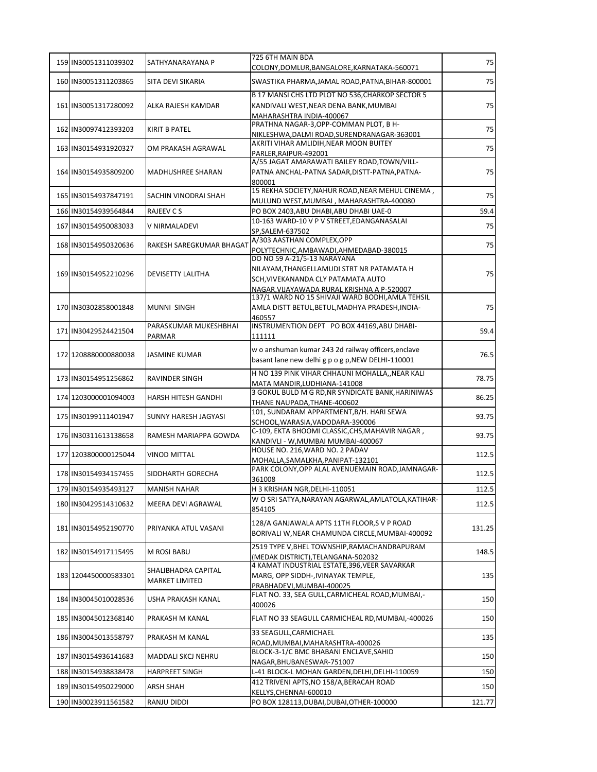| | | | | |
|---|---|---|---|---|
| 159 | IN30051311039302 | SATHYANARAYANA P | 725 6TH MAIN BDA COLONY,DOMLUR,BANGALORE,KARNATAKA-560071 | 75 |
| 160 | IN30051311203865 | SITA DEVI SIKARIA | SWASTIKA PHARMA,JAMAL ROAD,PATNA,BIHAR-800001 | 75 |
| 161 | IN30051317280092 | ALKA RAJESH KAMDAR | B 17 MANSI CHS LTD PLOT NO 536,CHARKOP SECTOR 5 KANDIVALI WEST,NEAR DENA BANK,MUMBAI MAHARASHTRA INDIA-400067 | 75 |
| 162 | IN30097412393203 | KIRIT B PATEL | PRATHNA NAGAR-3,OPP-COMMAN PLOT, B H-NIKLESHWA,DALMI ROAD,SURENDRANAGAR-363001 | 75 |
| 163 | IN30154931920327 | OM PRAKASH AGRAWAL | AKRITI VIHAR AMLIDIH,NEAR MOON BUITEY PARLER,RAIPUR-492001 | 75 |
| 164 | IN30154935809200 | MADHUSHREE SHARAN | A/55 JAGAT AMARAWATI BAILEY ROAD,TOWN/VILL-PATNA ANCHAL-PATNA SADAR,DISTT-PATNA,PATNA-800001 | 75 |
| 165 | IN30154937847191 | SACHIN VINODRAI SHAH | 15 REKHA SOCIETY,NAHUR ROAD,NEAR MEHUL CINEMA , MULUND WEST,MUMBAI , MAHARASHTRA-400080 | 75 |
| 166 | IN30154939564844 | RAJEEV C S | PO BOX 2403,ABU DHABI,ABU DHABI UAE-0 | 59.4 |
| 167 | IN30154950083033 | V NIRMALADEVI | 10-163 WARD-10 V P V STREET,EDANGANASALAI SP,SALEM-637502 | 75 |
| 168 | IN30154950320636 | RAKESH SAREGKUMAR BHAGAT | A/303 AASTHAN COMPLEX,OPP POLYTECHNIC,AMBAWADI,AHMEDABAD-380015 | 75 |
| 169 | IN30154952210296 | DEVISETTY LALITHA | DO NO 59 A-21/5-13 NARAYANA NILAYAM,THANGELLAMUDI STRT NR PATAMATA H SCH,VIVEKANANDA CLY PATAMATA AUTO NAGAR,VIJAYAWADA RURAL KRISHNA A P-520007 | 75 |
| 170 | IN30302858001848 | MUNNI SINGH | 137/1 WARD NO 15 SHIVAJI WARD BODHI,AMLA TEHSIL AMLA DISTT BETUL,BETUL,MADHYA PRADESH,INDIA-460557 | 75 |
| 171 | IN30429524421504 | PARASKUMAR MUKESHBHAI PARMAR | INSTRUMENTION DEPT PO BOX 44169,ABU DHABI-111111 | 59.4 |
| 172 | 1208880000880038 | JASMINE KUMAR | w o anshuman kumar 243 2d railway officers,enclave basant lane new delhi g p o g p,NEW DELHI-110001 | 76.5 |
| 173 | IN30154951256862 | RAVINDER SINGH | H NO 139 PINK VIHAR CHHAUNI MOHALLA,,NEAR KALI MATA MANDIR,LUDHIANA-141008 | 78.75 |
| 174 | 1203000001094003 | HARSH HITESH GANDHI | 3 GOKUL BULD M G RD,NR SYNDICATE BANK,HARINIWAS THANE NAUPADA,THANE-400602 | 86.25 |
| 175 | IN30199111401947 | SUNNY HARESH JAGYASI | 101, SUNDARAM APPARTMENT,B/H. HARI SEWA SCHOOL,WARASIA,VADODARA-390006 | 93.75 |
| 176 | IN30311613138658 | RAMESH MARIAPPA GOWDA | C-109, EKTA BHOOMI CLASSIC,CHS,MAHAVIR NAGAR , KANDIVLI - W,MUMBAI MUMBAI-400067 | 93.75 |
| 177 | 1203800000125044 | VINOD MITTAL | HOUSE NO. 216,WARD NO. 2 PADAV MOHALLA,SAMALKHA,PANIPAT-132101 | 112.5 |
| 178 | IN30154934157455 | SIDDHARTH GORECHA | PARK COLONY,OPP ALAL AVENUEMAIN ROAD,JAMNAGAR-361008 | 112.5 |
| 179 | IN30154935493127 | MANISH NAHAR | H 3 KRISHAN NGR,DELHI-110051 | 112.5 |
| 180 | IN30429514310632 | MEERA DEVI AGRAWAL | W O SRI SATYA,NARAYAN AGARWAL,AMLATOLA,KATIHAR-854105 | 112.5 |
| 181 | IN30154952190770 | PRIYANKA ATUL VASANI | 128/A GANJAWALA APTS 11TH FLOOR,S V P ROAD BORIVALI W,NEAR CHAMUNDA CIRCLE,MUMBAI-400092 | 131.25 |
| 182 | IN30154917115495 | M ROSI BABU | 2519 TYPE V,BHEL TOWNSHIP,RAMACHANDRAPURAM (MEDAK DISTRICT),TELANGANA-502032 | 148.5 |
| 183 | 1204450000583301 | SHALIBHADRA CAPITAL MARKET LIMITED | 4 KAMAT INDUSTRIAL ESTATE,396,VEER SAVARKAR MARG, OPP SIDDH-,IVINAYAK TEMPLE, PRABHADEVI,MUMBAI-400025 | 135 |
| 184 | IN30045010028536 | USHA PRAKASH KANAL | FLAT NO. 33, SEA GULL,CARMICHEAL ROAD,MUMBAI,-400026 | 150 |
| 185 | IN30045012368140 | PRAKASH M KANAL | FLAT NO 33 SEAGULL CARMICHEAL RD,MUMBAI,-400026 | 150 |
| 186 | IN30045013558797 | PRAKASH M KANAL | 33 SEAGULL,CARMICHAEL ROAD,MUMBAI,MAHARASHTRA-400026 | 135 |
| 187 | IN30154936141683 | MADDALI SKCJ NEHRU | BLOCK-3-1/C BMC BHABANI ENCLAVE,SAHID NAGAR,BHUBANESWAR-751007 | 150 |
| 188 | IN30154938838478 | HARPREET SINGH | L-41 BLOCK-L MOHAN GARDEN,DELHI,DELHI-110059 | 150 |
| 189 | IN30154950229000 | ARSH SHAH | 412 TRIVENI APTS,NO 158/A,BERACAH ROAD KELLYS,CHENNAI-600010 | 150 |
| 190 | IN30023911561582 | RANJU DIDDI | PO BOX 128113,DUBAI,DUBAI,OTHER-100000 | 121.77 |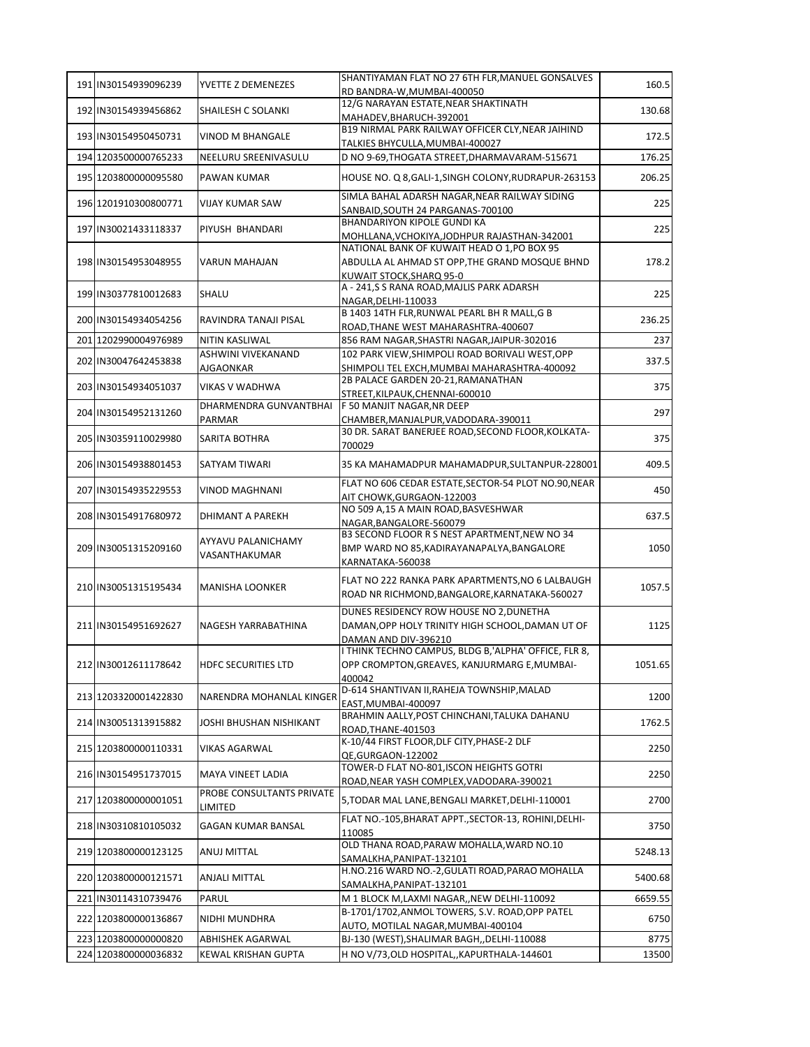| 191 | IN30154939096239 | YVETTE Z DEMENEZES | SHANTIYAMAN FLAT NO 27 6TH FLR,MANUEL GONSALVES RD BANDRA-W,MUMBAI-400050 | 160.5 |
|---|---|---|---|---|
| 192 | IN30154939456862 | SHAILESH C SOLANKI | 12/G NARAYAN ESTATE,NEAR SHAKTINATH MAHADEV,BHARUCH-392001 | 130.68 |
| 193 | IN30154950450731 | VINOD M BHANGALE | B19 NIRMAL PARK RAILWAY OFFICER CLY,NEAR JAIHIND TALKIES BHYCULLA,MUMBAI-400027 | 172.5 |
| 194 | 1203500000765233 | NEELURU SREENIVASULU | D NO 9-69,THOGATA STREET,DHARMAVARAM-515671 | 176.25 |
| 195 | 1203800000095580 | PAWAN KUMAR | HOUSE NO. Q 8,GALI-1,SINGH COLONY,RUDRAPUR-263153 | 206.25 |
| 196 | 1201910300800771 | VIJAY KUMAR SAW | SIMLA BAHAL ADARSH NAGAR,NEAR RAILWAY SIDING SANBAID,SOUTH 24 PARGANAS-700100 | 225 |
| 197 | IN30021433118337 | PIYUSH BHANDARI | BHANDARIYON KIPOLE GUNDI KA MOHLLANA,VCHOKIYA,JODHPUR RAJASTHAN-342001 | 225 |
| 198 | IN30154953048955 | VARUN MAHAJAN | NATIONAL BANK OF KUWAIT HEAD O 1,PO BOX 95 ABDULLA AL AHMAD ST OPP,THE GRAND MOSQUE BHND KUWAIT STOCK,SHARQ 95-0 | 178.2 |
| 199 | IN30377810012683 | SHALU | A - 241,S S RANA ROAD,MAJLIS PARK ADARSH NAGAR,DELHI-110033 | 225 |
| 200 | IN30154934054256 | RAVINDRA TANAJI PISAL | B 1403 14TH FLR,RUNWAL PEARL BH R MALL,G B ROAD,THANE WEST MAHARASHTRA-400607 | 236.25 |
| 201 | 1202990004976989 | NITIN KASLIWAL | 856 RAM NAGAR,SHASTRI NAGAR,JAIPUR-302016 | 237 |
| 202 | IN30047642453838 | ASHWINI VIVEKANAND AJGAONKAR | 102 PARK VIEW,SHIMPOLI ROAD BORIVALI WEST,OPP SHIMPOLI TEL EXCH,MUMBAI MAHARASHTRA-400092 | 337.5 |
| 203 | IN30154934051037 | VIKAS V WADHWA | 2B PALACE GARDEN 20-21,RAMANATHAN STREET,KILPAUK,CHENNAI-600010 | 375 |
| 204 | IN30154952131260 | DHARMENDRA GUNVANTBHAI PARMAR | F 50 MANJIT NAGAR,NR DEEP CHAMBER,MANJALPUR,VADODARA-390011 | 297 |
| 205 | IN30359110029980 | SARITA BOTHRA | 30 DR. SARAT BANERJEE ROAD,SECOND FLOOR,KOLKATA-700029 | 375 |
| 206 | IN30154938801453 | SATYAM TIWARI | 35 KA MAHAMADPUR MAHAMADPUR,SULTANPUR-228001 | 409.5 |
| 207 | IN30154935229553 | VINOD MAGHNANI | FLAT NO 606 CEDAR ESTATE,SECTOR-54 PLOT NO.90,NEAR AIT CHOWK,GURGAON-122003 | 450 |
| 208 | IN30154917680972 | DHIMANT A PAREKH | NO 509 A,15 A MAIN ROAD,BASVESHWAR NAGAR,BANGALORE-560079 | 637.5 |
| 209 | IN30051315209160 | AYYAVU PALANICHAMY VASANTHAKUMAR | B3 SECOND FLOOR R S NEST APARTMENT,NEW NO 34 BMP WARD NO 85,KADIRAYANAPALYA,BANGALORE KARNATAKA-560038 | 1050 |
| 210 | IN30051315195434 | MANISHA LOONKER | FLAT NO 222 RANKA PARK APARTMENTS,NO 6 LALBAUGH ROAD NR RICHMOND,BANGALORE,KARNATAKA-560027 | 1057.5 |
| 211 | IN30154951692627 | NAGESH YARRABATHINA | DUNES RESIDENCY ROW HOUSE NO 2,DUNETHA DAMAN,OPP HOLY TRINITY HIGH SCHOOL,DAMAN UT OF DAMAN AND DIV-396210 | 1125 |
| 212 | IN30012611178642 | HDFC SECURITIES LTD | I THINK TECHNO CAMPUS, BLDG B,'ALPHA' OFFICE, FLR 8, OPP CROMPTON,GREAVES, KANJURMARG E,MUMBAI-400042 | 1051.65 |
| 213 | 1203320001422830 | NARENDRA MOHANLAL KINGER | D-614 SHANTIVAN II,RAHEJA TOWNSHIP,MALAD EAST,MUMBAI-400097 | 1200 |
| 214 | IN30051313915882 | JOSHI BHUSHAN NISHIKANT | BRAHMIN AALLY,POST CHINCHANI,TALUKA DAHANU ROAD,THANE-401503 | 1762.5 |
| 215 | 1203800000110331 | VIKAS AGARWAL | K-10/44 FIRST FLOOR,DLF CITY,PHASE-2 DLF QE,GURGAON-122002 | 2250 |
| 216 | IN30154951737015 | MAYA VINEET LADIA | TOWER-D FLAT NO-801,ISCON HEIGHTS GOTRI ROAD,NEAR YASH COMPLEX,VADODARA-390021 | 2250 |
| 217 | 1203800000001051 | PROBE CONSULTANTS PRIVATE LIMITED | 5,TODAR MAL LANE,BENGALI MARKET,DELHI-110001 | 2700 |
| 218 | IN30310810105032 | GAGAN KUMAR BANSAL | FLAT NO.-105,BHARAT APPT.,SECTOR-13, ROHINI,DELHI-110085 | 3750 |
| 219 | 1203800000123125 | ANUJ MITTAL | OLD THANA ROAD,PARAW MOHALLA,WARD NO.10 SAMALKHA,PANIPAT-132101 | 5248.13 |
| 220 | 1203800000121571 | ANJALI MITTAL | H.NO.216 WARD NO.-2,GULATI ROAD,PARAO MOHALLA SAMALKHA,PANIPAT-132101 | 5400.68 |
| 221 | IN30114310739476 | PARUL | M 1 BLOCK M,LAXMI NAGAR,,NEW DELHI-110092 | 6659.55 |
| 222 | 1203800000136867 | NIDHI MUNDHRA | B-1701/1702,ANMOL TOWERS, S.V. ROAD,OPP PATEL AUTO, MOTILAL NAGAR,MUMBAI-400104 | 6750 |
| 223 | 1203800000000820 | ABHISHEK AGARWAL | BJ-130 (WEST),SHALIMAR BAGH,,DELHI-110088 | 8775 |
| 224 | 1203800000036832 | KEWAL KRISHAN GUPTA | H NO V/73,OLD HOSPITAL,,KAPURTHALA-144601 | 13500 |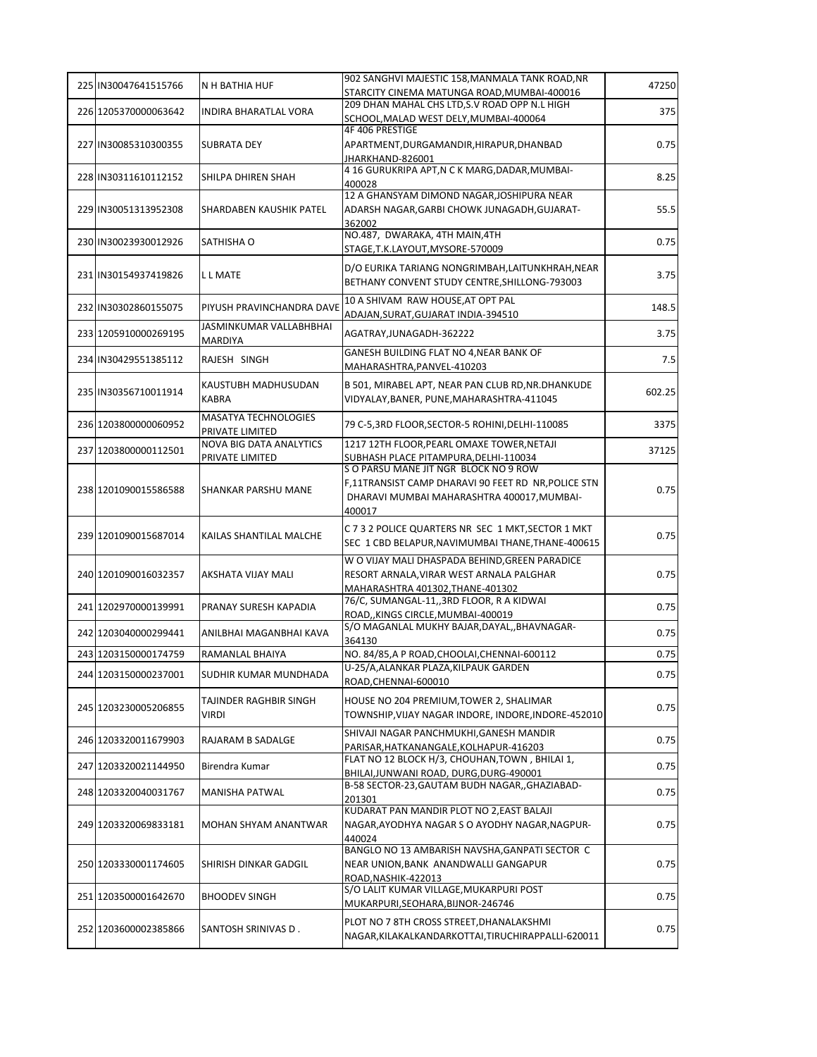| 225 | IN30047641515766 | N H BATHIA HUF | 902 SANGHVI MAJESTIC 158,MANMALA TANK ROAD,NR STARCITY CINEMA MATUNGA ROAD,MUMBAI-400016 | 47250 |
|---|---|---|---|---|
| 226 | 1205370000063642 | INDIRA BHARATLAL VORA | 209 DHAN MAHAL CHS LTD,S.V ROAD OPP N.L HIGH SCHOOL,MALAD WEST DELY,MUMBAI-400064 | 375 |
| 227 | IN30085310300355 | SUBRATA DEY | 4F 406 PRESTIGE APARTMENT,DURGAMANDIR,HIRAPUR,DHANBAD JHARKHAND-826001 | 0.75 |
| 228 | IN30311610112152 | SHILPA DHIREN SHAH | 4 16 GURUKRIPA APT,N C K MARG,DADAR,MUMBAI-400028 | 8.25 |
| 229 | IN30051313952308 | SHARDABEN KAUSHIK PATEL | 12 A GHANSYAM DIMOND NAGAR,JOSHIPURA NEAR ADARSH NAGAR,GARBI CHOWK JUNAGADH,GUJARAT-362002 | 55.5 |
| 230 | IN30023930012926 | SATHISHA O | NO.487, DWARAKA, 4TH MAIN,4TH STAGE,T.K.LAYOUT,MYSORE-570009 | 0.75 |
| 231 | IN30154937419826 | L L MATE | D/O EURIKA TARIANG NONGRIMBAH,LAITUNKHRAH,NEAR BETHANY CONVENT STUDY CENTRE,SHILLONG-793003 | 3.75 |
| 232 | IN30302860155075 | PIYUSH PRAVINCHANDRA DAVE | 10 A SHIVAM RAW HOUSE,AT OPT PAL ADAJAN,SURAT,GUJARAT INDIA-394510 | 148.5 |
| 233 | 1205910000269195 | JASMINKUMAR VALLABHBHAI MARDIYA | AGATRAY,JUNAGADH-362222 | 3.75 |
| 234 | IN30429551385112 | RAJESH SINGH | GANESH BUILDING FLAT NO 4,NEAR BANK OF MAHARASHTRA,PANVEL-410203 | 7.5 |
| 235 | IN30356710011914 | KAUSTUBH MADHUSUDAN KABRA | B 501, MIRABEL APT, NEAR PAN CLUB RD,NR.DHANKUDE VIDYALAY,BANER, PUNE,MAHARASHTRA-411045 | 602.25 |
| 236 | 1203800000060952 | MASATYA TECHNOLOGIES PRIVATE LIMITED | 79 C-5,3RD FLOOR,SECTOR-5 ROHINI,DELHI-110085 | 3375 |
| 237 | 1203800000112501 | NOVA BIG DATA ANALYTICS PRIVATE LIMITED | 1217 12TH FLOOR,PEARL OMAXE TOWER,NETAJI SUBHASH PLACE PITAMPURA,DELHI-110034 | 37125 |
| 238 | 1201090015586588 | SHANKAR PARSHU MANE | S O PARSU MANE JIT NGR BLOCK NO 9 ROW F,11TRANSIST CAMP DHARAVI 90 FEET RD NR,POLICE STN DHARAVI MUMBAI MAHARASHTRA 400017,MUMBAI-400017 | 0.75 |
| 239 | 1201090015687014 | KAILAS SHANTILAL MALCHE | C 7 3 2 POLICE QUARTERS NR SEC 1 MKT,SECTOR 1 MKT SEC 1 CBD BELAPUR,NAVIMUMBAI THANE,THANE-400615 | 0.75 |
| 240 | 1201090016032357 | AKSHATA VIJAY MALI | W O VIJAY MALI DHASPADA BEHIND,GREEN PARADICE RESORT ARNALA,VIRAR WEST ARNALA PALGHAR MAHARASHTRA 401302,THANE-401302 | 0.75 |
| 241 | 1202970000139991 | PRANAY SURESH KAPADIA | 76/C, SUMANGAL-11,,3RD FLOOR, R A KIDWAI ROAD,,KINGS CIRCLE,MUMBAI-400019 | 0.75 |
| 242 | 1203040000299441 | ANILBHAI MAGANBHAI KAVA | S/O MAGANLAL MUKHY BAJAR,DAYAL,,BHAVNAGAR-364130 | 0.75 |
| 243 | 1203150000174759 | RAMANLAL BHAIYA | NO. 84/85,A P ROAD,CHOOLAI,CHENNAI-600112 | 0.75 |
| 244 | 1203150000237001 | SUDHIR KUMAR MUNDHADA | U-25/A,ALANKAR PLAZA,KILPAUK GARDEN ROAD,CHENNAI-600010 | 0.75 |
| 245 | 1203230005206855 | TAJINDER RAGHBIR SINGH VIRDI | HOUSE NO 204 PREMIUM,TOWER 2, SHALIMAR TOWNSHIP,VIJAY NAGAR INDORE, INDORE,INDORE-452010 | 0.75 |
| 246 | 1203320011679903 | RAJARAM B SADALGE | SHIVAJI NAGAR PANCHMUKHI,GANESH MANDIR PARISAR,HATKANANGALE,KOLHAPUR-416203 | 0.75 |
| 247 | 1203320021144950 | Birendra Kumar | FLAT NO 12 BLOCK H/3, CHOUHAN,TOWN , BHILAI 1, BHILAI,JUNWANI ROAD, DURG,DURG-490001 | 0.75 |
| 248 | 1203320040031767 | MANISHA PATWAL | B-58 SECTOR-23,GAUTAM BUDH NAGAR,,GHAZIABAD-201301 | 0.75 |
| 249 | 1203320069833181 | MOHAN SHYAM ANANTWAR | KUDARAT PAN MANDIR PLOT NO 2,EAST BALAJI NAGAR,AYODHYA NAGAR S O AYODHY NAGAR,NAGPUR-440024 | 0.75 |
| 250 | 1203330001174605 | SHIRISH DINKAR GADGIL | BANGLO NO 13 AMBARISH NAVSHA,GANPATI SECTOR C NEAR UNION,BANK ANANDWALLI GANGAPUR ROAD,NASHIK-422013 | 0.75 |
| 251 | 1203500001642670 | BHOODEV SINGH | S/O LALIT KUMAR VILLAGE,MUKARPURI POST MUKARPURI,SEOHARA,BIJNOR-246746 | 0.75 |
| 252 | 1203600002385866 | SANTOSH SRINIVAS D . | PLOT NO 7 8TH CROSS STREET,DHANALAKSHMI NAGAR,KILAKALKANDARKOTTAI,TIRUCHIRAPPALLI-620011 | 0.75 |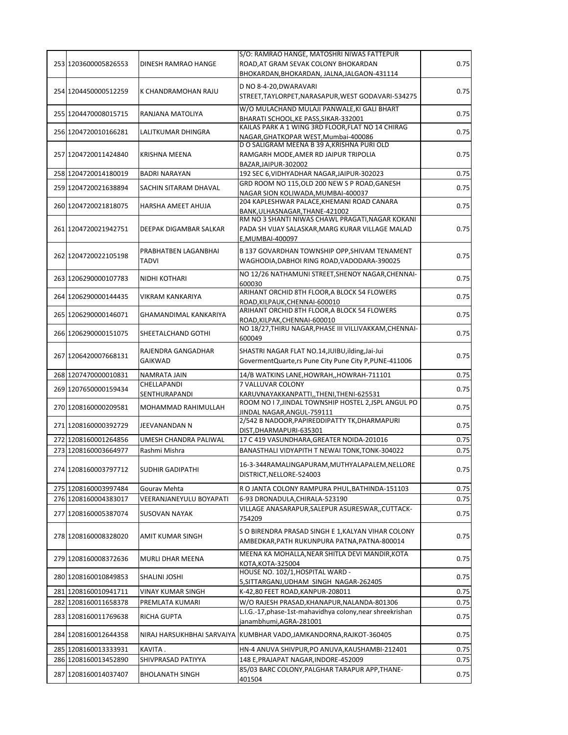| 253 | 1203600005826553 | DINESH RAMRAO HANGE | S/O: RAMRAO HANGE, MATOSHRI NIWAS FATTEPUR ROAD,AT GRAM SEVAK COLONY BHOKARDAN BHOKARDAN,BHOKARDAN, JALNA,JALGAON-431114 | 0.75 |
|---|---|---|---|---|
| 254 | 1204450000512259 | K CHANDRAMOHAN RAJU | D NO 8-4-20,DWARAVARI STREET,TAYLORPET,NARASAPUR,WEST GODAVARI-534275 | 0.75 |
| 255 | 1204470008015715 | RANJANA MATOLIYA | W/O MULACHAND MULAJI PANWALE,KI GALI BHART BHARATI SCHOOL,KE PASS,SIKAR-332001 | 0.75 |
| 256 | 1204720010166281 | LALITKUMAR DHINGRA | KAILAS PARK A 1 WING 3RD FLOOR,FLAT NO 14 CHIRAG NAGAR,GHATKOPAR WEST,Mumbai-400086 | 0.75 |
| 257 | 1204720011424840 | KRISHNA MEENA | D O SALIGRAM MEENA B 39 A,KRISHNA PURI OLD RAMGARH MODE,AMER RD JAIPUR TRIPOLIA BAZAR,JAIPUR-302002 | 0.75 |
| 258 | 1204720014180019 | BADRI NARAYAN | 192 SEC 6,VIDHYADHAR NAGAR,JAIPUR-302023 | 0.75 |
| 259 | 1204720021638894 | SACHIN SITARAM DHAVAL | GRD ROOM NO 115,OLD 200 NEW S P ROAD,GANESH NAGAR SION KOLIWADA,MUMBAI-400037 | 0.75 |
| 260 | 1204720021818075 | HARSHA AMEET AHUJA | 204 KAPLESHWAR PALACE,KHEMANI ROAD CANARA BANK,ULHASNAGAR,THANE-421002 | 0.75 |
| 261 | 1204720021942751 | DEEPAK DIGAMBAR SALKAR | RM NO 3 SHANTI NIWAS CHAWL PRAGATI,NAGAR KOKANI PADA SH VIJAY SALASKAR,MARG KURAR VILLAGE MALAD E,MUMBAI-400097 | 0.75 |
| 262 | 1204720022105198 | PRABHATBEN LAGANBHAI TADVI | B 137 GOVARDHAN TOWNSHIP OPP,SHIVAM TENAMENT WAGHODIA,DABHOI RING ROAD,VADODARA-390025 | 0.75 |
| 263 | 1206290000107783 | NIDHI KOTHARI | NO 12/26 NATHAMUNI STREET,SHENOY NAGAR,CHENNAI-600030 | 0.75 |
| 264 | 1206290000144435 | VIKRAM KANKARIYA | ARIHANT ORCHID 8TH FLOOR,A BLOCK 54 FLOWERS ROAD,KILPAUK,CHENNAI-600010 | 0.75 |
| 265 | 1206290000146071 | GHAMANDIMAL KANKARIYA | ARIHANT ORCHID 8TH FLOOR,A BLOCK 54 FLOWERS ROAD,KILPAK,CHENNAI-600010 | 0.75 |
| 266 | 1206290000151075 | SHEETALCHAND GOTHI | NO 18/27,THIRU NAGAR,PHASE III VILLIVAKKAM,CHENNAI-600049 | 0.75 |
| 267 | 1206420007668131 | RAJENDRA GANGADHAR GAIKWAD | SHASTRI NAGAR FLAT NO.14,JUIBU,ilding,Jai-Jui GovermentQuarte,rs Pune City Pune City P,PUNE-411006 | 0.75 |
| 268 | 1207470000010831 | NAMRATA JAIN | 14/B WATKINS LANE,HOWRAH,,HOWRAH-711101 | 0.75 |
| 269 | 1207650000159434 | CHELLAPANDI SENTHURAPANDI | 7 VALLUVAR COLONY KARUVNAYAKKANPATTI,,THENI,THENI-625531 | 0.75 |
| 270 | 1208160000209581 | MOHAMMAD RAHIMULLAH | ROOM NO I 7,JINDAL TOWNSHIP HOSTEL 2,JSPL ANGUL PO JINDAL NAGAR,ANGUL-759111 | 0.75 |
| 271 | 1208160000392729 | JEEVANANDAN N | 2/542 B NADOOR,PAPIREDDIPATTY TK,DHARMAPURI DIST,DHARMAPURI-635301 | 0.75 |
| 272 | 1208160001264856 | UMESH CHANDRA PALIWAL | 17 C 419 VASUNDHARA,GREATER NOIDA-201016 | 0.75 |
| 273 | 1208160003664977 | Rashmi Mishra | BANASTHALI VIDYAPITH T NEWAI TONK,TONK-304022 | 0.75 |
| 274 | 1208160003797712 | SUDHIR GADIPATHI | 16-3-344RAMALINGAPURAM,MUTHYALAPALEM,NELLORE DISTRICT,NELLORE-524003 | 0.75 |
| 275 | 1208160003997484 | Gourav Mehta | R O JANTA COLONY RAMPURA PHUL,BATHINDA-151103 | 0.75 |
| 276 | 1208160004383017 | VEERANJANEYULU BOYAPATI | 6-93 DRONADULA,CHIRALA-523190 | 0.75 |
| 277 | 1208160005387074 | SUSOVAN NAYAK | VILLAGE ANASARAPUR,SALEPUR ASURESWAR,,CUTTACK-754209 | 0.75 |
| 278 | 1208160008328020 | AMIT KUMAR SINGH | S O BIRENDRA PRASAD SINGH E 1,KALYAN VIHAR COLONY AMBEDKAR,PATH RUKUNPURA PATNA,PATNA-800014 | 0.75 |
| 279 | 1208160008372636 | MURLI DHAR MEENA | MEENA KA MOHALLA,NEAR SHITLA DEVI MANDIR,KOTA KOTA,KOTA-325004 | 0.75 |
| 280 | 1208160010849853 | SHALINI JOSHI | HOUSE NO. 102/1,HOSPITAL WARD - 5,SITTARGANJ,UDHAM SINGH NAGAR-262405 | 0.75 |
| 281 | 1208160010941711 | VINAY KUMAR SINGH | K-42,80 FEET ROAD,KANPUR-208011 | 0.75 |
| 282 | 1208160011658378 | PREMLATA KUMARI | W/O RAJESH PRASAD,KHANAPUR,NALANDA-801306 | 0.75 |
| 283 | 1208160011769638 | RICHA GUPTA | L.I.G.-17,phase-1st-mahavidhya colony,near shreekrishan janambhumi,AGRA-281001 | 0.75 |
| 284 | 1208160012644358 | NIRAJ HARSUKHBHAI SARVAIYA | KUMBHAR VADO,JAMKANDORNA,RAJKOT-360405 | 0.75 |
| 285 | 1208160013333931 | KAVITA . | HN-4 ANUVA SHIVPUR,PO ANUVA,KAUSHAMBI-212401 | 0.75 |
| 286 | 1208160013452890 | SHIVPRASAD PATIYYA | 148 E,PRAJAPAT NAGAR,INDORE-452009 | 0.75 |
| 287 | 1208160014037407 | BHOLANATH SINGH | 85/03 BARC COLONY,PALGHAR TARAPUR APP,THANE-401504 | 0.75 |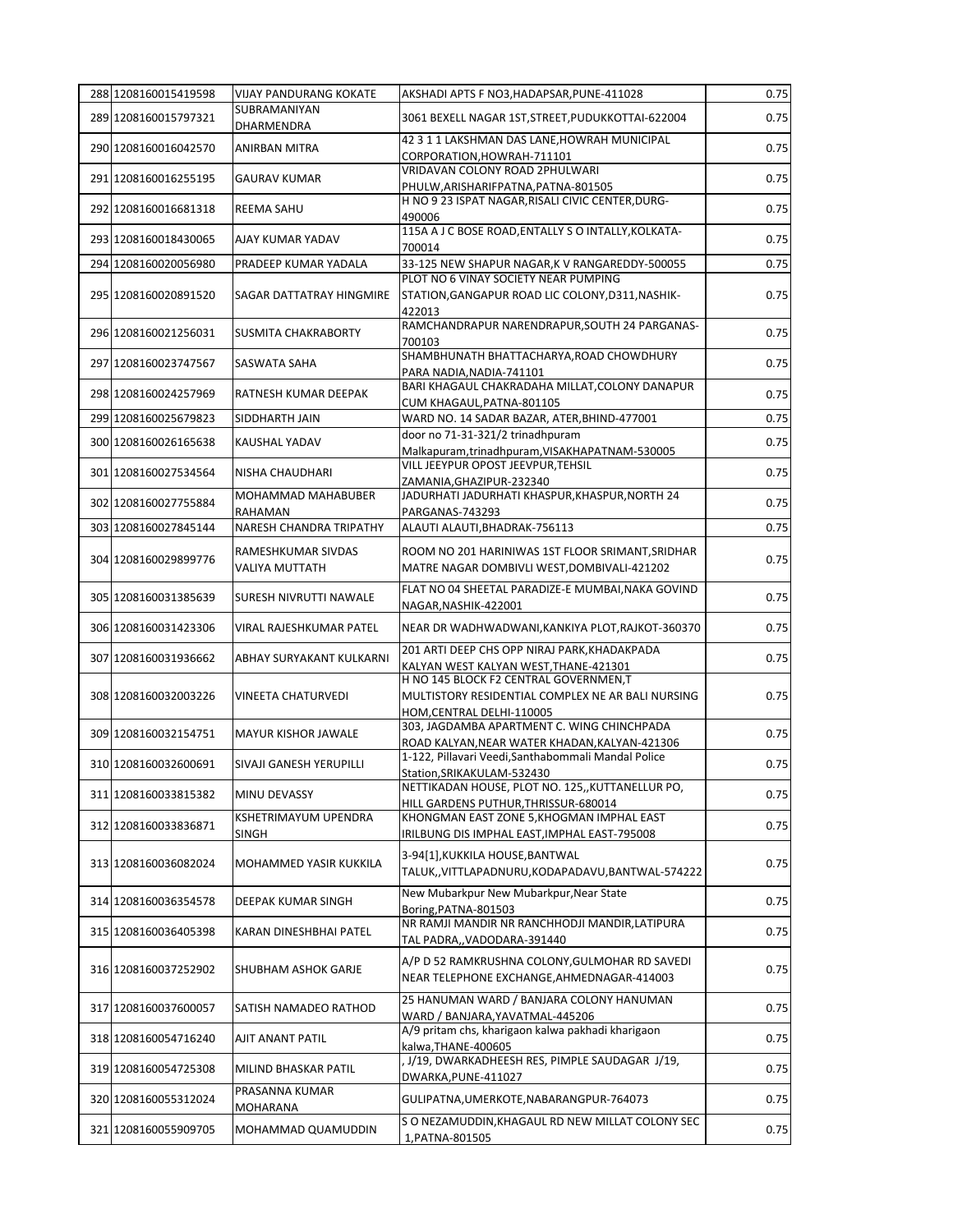| 288 | 1208160015419598 | VIJAY PANDURANG KOKATE | AKSHADI APTS F NO3,HADAPSAR,PUNE-411028 | 0.75 |
|---|---|---|---|---|
| 289 | 1208160015797321 | SUBRAMANIYAN DHARMENDRA | 3061 BEXELL NAGAR 1ST,STREET,PUDUKKOTTAI-622004 | 0.75 |
| 290 | 1208160016042570 | ANIRBAN MITRA | 42 3 1 1 LAKSHMAN DAS LANE,HOWRAH MUNICIPAL CORPORATION,HOWRAH-711101 | 0.75 |
| 291 | 1208160016255195 | GAURAV KUMAR | VRIDAVAN COLONY ROAD 2PHULWARI PHULW,ARISHARIFPATNA,PATNA-801505 | 0.75 |
| 292 | 1208160016681318 | REEMA SAHU | H NO 9 23 ISPAT NAGAR,RISALI CIVIC CENTER,DURG-490006 | 0.75 |
| 293 | 1208160018430065 | AJAY KUMAR YADAV | 115A A J C BOSE ROAD,ENTALLY S O INTALLY,KOLKATA-700014 | 0.75 |
| 294 | 1208160020056980 | PRADEEP KUMAR YADALA | 33-125 NEW SHAPUR NAGAR,K V RANGAREDDY-500055 | 0.75 |
| 295 | 1208160020891520 | SAGAR DATTATRAY HINGMIRE | PLOT NO 6 VINAY SOCIETY NEAR PUMPING STATION,GANGAPUR ROAD LIC COLONY,D311,NASHIK-422013 | 0.75 |
| 296 | 1208160021256031 | SUSMITA CHAKRABORTY | RAMCHANDRAPUR NARENDRAPUR,SOUTH 24 PARGANAS-700103 | 0.75 |
| 297 | 1208160023747567 | SASWATA SAHA | SHAMBHUNATH BHATTACHARYA,ROAD CHOWDHURY PARA NADIA,NADIA-741101 | 0.75 |
| 298 | 1208160024257969 | RATNESH KUMAR DEEPAK | BARI KHAGAUL CHAKRADAHA MILLAT,COLONY DANAPUR CUM KHAGAUL,PATNA-801105 | 0.75 |
| 299 | 1208160025679823 | SIDDHARTH JAIN | WARD NO. 14 SADAR BAZAR, ATER,BHIND-477001 | 0.75 |
| 300 | 1208160026165638 | KAUSHAL YADAV | door no 71-31-321/2 trinadhpuram Malkapuram,trinadhpuram,VISAKHAPATNAM-530005 | 0.75 |
| 301 | 1208160027534564 | NISHA CHAUDHARI | VILL JEEYPUR OPOST JEEVPUR,TEHSIL ZAMANIA,GHAZIPUR-232340 | 0.75 |
| 302 | 1208160027755884 | MOHAMMAD MAHABUBER RAHAMAN | JADURHATI JADURHATI KHASPUR,KHASPUR,NORTH 24 PARGANAS-743293 | 0.75 |
| 303 | 1208160027845144 | NARESH CHANDRA TRIPATHY | ALAUTI ALAUTI,BHADRAK-756113 | 0.75 |
| 304 | 1208160029899776 | RAMESHKUMAR SIVDAS VALIYA MUTTATH | ROOM NO 201 HARINIWAS 1ST FLOOR SRIMANT,SRIDHAR MATRE NAGAR DOMBIVLI WEST,DOMBIVALI-421202 | 0.75 |
| 305 | 1208160031385639 | SURESH NIVRUTTI NAWALE | FLAT NO 04 SHEETAL PARADIZE-E MUMBAI,NAKA GOVIND NAGAR,NASHIK-422001 | 0.75 |
| 306 | 1208160031423306 | VIRAL RAJESHKUMAR PATEL | NEAR DR WADHWADWANI,KANKIYA PLOT,RAJKOT-360370 | 0.75 |
| 307 | 1208160031936662 | ABHAY SURYAKANT KULKARNI | 201 ARTI DEEP CHS OPP NIRAJ PARK,KHADAKPADA KALYAN WEST KALYAN WEST,THANE-421301 | 0.75 |
| 308 | 1208160032003226 | VINEETA CHATURVEDI | H NO 145 BLOCK F2 CENTRAL GOVERNMEN,T MULTISTORY RESIDENTIAL COMPLEX NE AR BALI NURSING HOM,CENTRAL DELHI-110005 | 0.75 |
| 309 | 1208160032154751 | MAYUR KISHOR JAWALE | 303, JAGDAMBA APARTMENT C. WING CHINCHPADA ROAD KALYAN,NEAR WATER KHADAN,KALYAN-421306 | 0.75 |
| 310 | 1208160032600691 | SIVAJI GANESH YERUPILLI | 1-122, Pillavari Veedi,Santhabommali Mandal Police Station,SRIKAKULAM-532430 | 0.75 |
| 311 | 1208160033815382 | MINU DEVASSY | NETTIKADAN HOUSE, PLOT NO. 125,,KUTTANELLUR PO, HILL GARDENS PUTHUR,THRISSUR-680014 | 0.75 |
| 312 | 1208160033836871 | KSHETRIMAYUM UPENDRA SINGH | KHONGMAN EAST ZONE 5,KHOGMAN IMPHAL EAST IRILBUNG DIS IMPHAL EAST,IMPHAL EAST-795008 | 0.75 |
| 313 | 1208160036082024 | MOHAMMED YASIR KUKKILA | 3-94[1],KUKKILA HOUSE,BANTWAL TALUK,,VITTLAPADNURU,KODAPADAVU,BANTWAL-574222 | 0.75 |
| 314 | 1208160036354578 | DEEPAK KUMAR SINGH | New Mubarkpur New Mubarkpur,Near State Boring,PATNA-801503 | 0.75 |
| 315 | 1208160036405398 | KARAN DINESHBHAI PATEL | NR RAMJI MANDIR NR RANCHHODJI MANDIR,LATIPURA TAL PADRA,,VADODARA-391440 | 0.75 |
| 316 | 1208160037252902 | SHUBHAM ASHOK GARJE | A/P D 52 RAMKRUSHNA COLONY,GULMOHAR RD SAVEDI NEAR TELEPHONE EXCHANGE,AHMEDNAGAR-414003 | 0.75 |
| 317 | 1208160037600057 | SATISH NAMADEO RATHOD | 25 HANUMAN WARD / BANJARA COLONY HANUMAN WARD / BANJARA,YAVATMAL-445206 | 0.75 |
| 318 | 1208160054716240 | AJIT ANANT PATIL | A/9 pritam chs, kharigaon kalwa pakhadi kharigaon kalwa,THANE-400605 | 0.75 |
| 319 | 1208160054725308 | MILIND BHASKAR PATIL | , J/19, DWARKADHEESH RES, PIMPLE SAUDAGAR J/19, DWARKA,PUNE-411027 | 0.75 |
| 320 | 1208160055312024 | PRASANNA KUMAR MOHARANA | GULIPATNA,UMERKOTE,NABARANGPUR-764073 | 0.75 |
| 321 | 1208160055909705 | MOHAMMAD QUAMUDDIN | S O NEZAMUDDIN,KHAGAUL RD NEW MILLAT COLONY SEC 1,PATNA-801505 | 0.75 |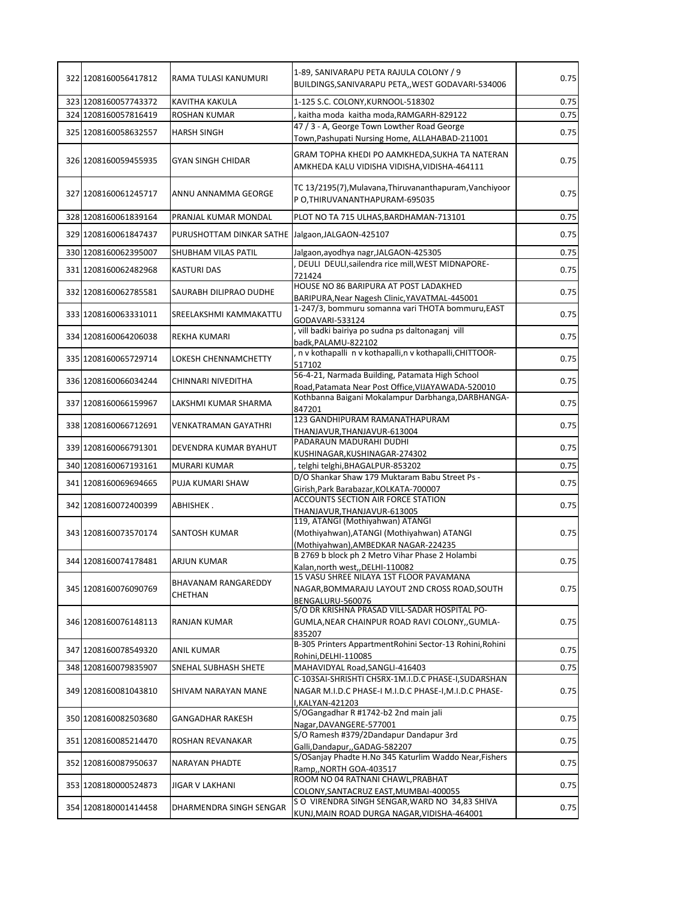| | | | | |
|---|---|---|---|---|
| 322 | 1208160056417812 | RAMA TULASI KANUMURI | 1-89, SANIVARAPU PETA RAJULA COLONY / 9 BUILDINGS,SANIVARAPU PETA,,WEST GODAVARI-534006 | 0.75 |
| 323 | 1208160057743372 | KAVITHA KAKULA | 1-125 S.C. COLONY,KURNOOL-518302 | 0.75 |
| 324 | 1208160057816419 | ROSHAN KUMAR | , kaitha moda kaitha moda,RAMGARH-829122 | 0.75 |
| 325 | 1208160058632557 | HARSH SINGH | 47 / 3 - A, George Town Lowther Road George Town,Pashupati Nursing Home, ALLAHABAD-211001 | 0.75 |
| 326 | 1208160059455935 | GYAN SINGH CHIDAR | GRAM TOPHA KHEDI PO AAMKHEDA,SUKHA TA NATERAN AMKHEDA KALU VIDISHA VIDISHA,VIDISHA-464111 | 0.75 |
| 327 | 1208160061245717 | ANNU ANNAMMA GEORGE | TC 13/2195(7),Mulavana,Thiruvananthapuram,Vanchiyoor P O,THIRUVANANTHAPURAM-695035 | 0.75 |
| 328 | 1208160061839164 | PRANJAL KUMAR MONDAL | PLOT NO TA 715 ULHAS,BARDHAMAN-713101 | 0.75 |
| 329 | 1208160061847437 | PURUSHOTTAM DINKAR SATHE | Jalgaon,JALGAON-425107 | 0.75 |
| 330 | 1208160062395007 | SHUBHAM VILAS PATIL | Jalgaon,ayodhya nagr,JALGAON-425305 | 0.75 |
| 331 | 1208160062482968 | KASTURI DAS | , DEULI DEULI,sailendra rice mill,WEST MIDNAPORE-721424 | 0.75 |
| 332 | 1208160062785581 | SAURABH DILIPRAO DUDHE | HOUSE NO 86 BARIPURA AT POST LADAKHED BARIPURA,Near Nagesh Clinic,YAVATMAL-445001 | 0.75 |
| 333 | 1208160063331011 | SREELAKSHMI KAMMAKATTU | 1-247/3, bommuru somanna vari THOTA bommuru,EAST GODAVARI-533124 | 0.75 |
| 334 | 1208160064206038 | REKHA KUMARI | , vill badki bairiya po sudna ps daltonaganj vill badk,PALAMU-822102 | 0.75 |
| 335 | 1208160065729714 | LOKESH CHENNAMCHETTY | , n v kothapalli n v kothapalli,n v kothapalli,CHITTOOR-517102 | 0.75 |
| 336 | 1208160066034244 | CHINNARI NIVEDITHA | 56-4-21, Narmada Building, Patamata High School Road,Patamata Near Post Office,VIJAYAWADA-520010 | 0.75 |
| 337 | 1208160066159967 | LAKSHMI KUMAR SHARMA | Kothbanna Baigani Mokalampur Darbhanga,DARBHANGA-847201 | 0.75 |
| 338 | 1208160066712691 | VENKATRAMAN GAYATHRI | 123 GANDHIPURAM RAMANATHAPURAM THANJAVUR,THANJAVUR-613004 | 0.75 |
| 339 | 1208160066791301 | DEVENDRA KUMAR BYAHUT | PADARAUN MADURAHI DUDHI KUSHINAGAR,KUSHINAGAR-274302 | 0.75 |
| 340 | 1208160067193161 | MURARI KUMAR | , telghi telghi,BHAGALPUR-853202 | 0.75 |
| 341 | 1208160069694665 | PUJA KUMARI SHAW | D/O Shankar Shaw 179 Muktaram Babu Street Ps - Girish,Park Barabazar,KOLKATA-700007 | 0.75 |
| 342 | 1208160072400399 | ABHISHEK . | ACCOUNTS SECTION AIR FORCE STATION THANJAVUR,THANJAVUR-613005 | 0.75 |
| 343 | 1208160073570174 | SANTOSH KUMAR | 119, ATANGI (Mothiyahwan) ATANGI (Mothiyahwan),ATANGI (Mothiyahwan) ATANGI (Mothiyahwan),AMBEDKAR NAGAR-224235 | 0.75 |
| 344 | 1208160074178481 | ARJUN KUMAR | B 2769 b block ph 2 Metro Vihar Phase 2 Holambi Kalan,north west,,DELHI-110082 | 0.75 |
| 345 | 1208160076090769 | BHAVANAM RANGAREDDY CHETHAN | 15 VASU SHREE NILAYA 1ST FLOOR PAVAMANA NAGAR,BOMMARAJU LAYOUT 2ND CROSS ROAD,SOUTH BENGALURU-560076 | 0.75 |
| 346 | 1208160076148113 | RANJAN KUMAR | S/O DR KRISHNA PRASAD VILL-SADAR HOSPITAL PO-GUMLA,NEAR CHAINPUR ROAD RAVI COLONY,,GUMLA-835207 | 0.75 |
| 347 | 1208160078549320 | ANIL KUMAR | B-305 Printers AppartmentRohini Sector-13 Rohini,Rohini Rohini,DELHI-110085 | 0.75 |
| 348 | 1208160079835907 | SNEHAL SUBHASH SHETE | MAHAVIDYAL Road,SANGLI-416403 | 0.75 |
| 349 | 1208160081043810 | SHIVAM NARAYAN MANE | C-103SAI-SHRISHTI CHSRX-1M.I.D.C PHASE-I,SUDARSHAN NAGAR M.I.D.C PHASE-I M.I.D.C PHASE-I,M.I.D.C PHASE-I,KALYAN-421203 | 0.75 |
| 350 | 1208160082503680 | GANGADHAR RAKESH | S/OGangadhar R #1742-b2 2nd main jali Nagar,DAVANGERE-577001 | 0.75 |
| 351 | 1208160085214470 | ROSHAN REVANAKAR | S/O Ramesh #379/2Dandapur Dandapur 3rd Galli,Dandapur,,GADAG-582207 | 0.75 |
| 352 | 1208160087950637 | NARAYAN PHADTE | S/OSanjay Phadte H.No 345 Katurlim Waddo Near,Fishers Ramp,,NORTH GOA-403517 | 0.75 |
| 353 | 1208180000524873 | JIGAR V LAKHANI | ROOM NO 04 RATNANI CHAWL,PRABHAT COLONY,SANTACRUZ EAST,MUMBAI-400055 | 0.75 |
| 354 | 1208180001414458 | DHARMENDRA SINGH SENGAR | S O VIRENDRA SINGH SENGAR,WARD NO 34,83 SHIVA KUNJ,MAIN ROAD DURGA NAGAR,VIDISHA-464001 | 0.75 |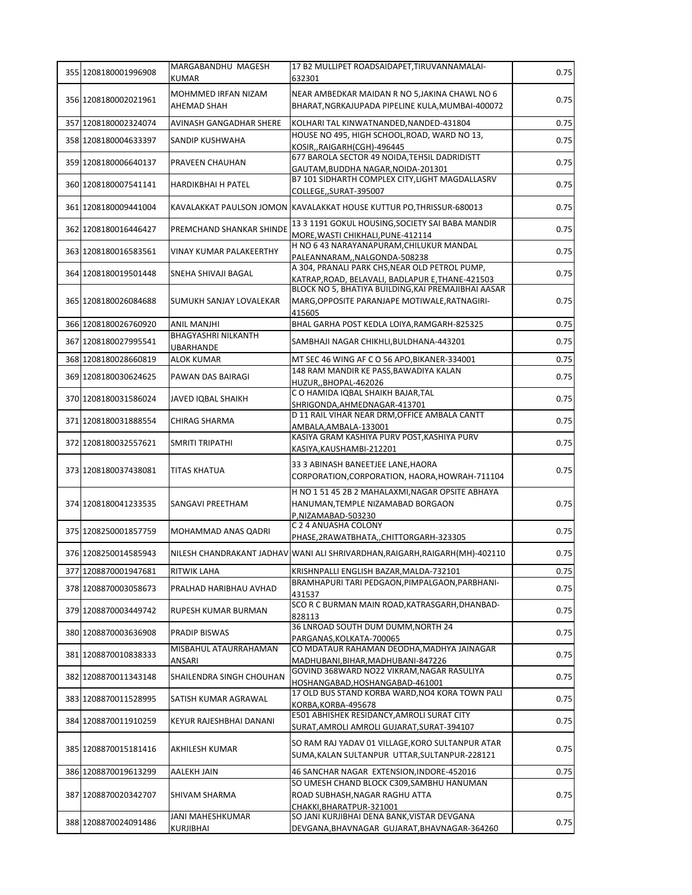| 355 | 1208180001996908 | MARGABANDHU MAGESH KUMAR | 17 B2 MULLIPET ROADSAIDAPET,TIRUVANNAMALAI-632301 | 0.75 |
|---|---|---|---|---|
| 356 | 1208180002021961 | MOHMMED IRFAN NIZAM AHEMAD SHAH | NEAR AMBEDKAR MAIDAN R NO 5,JAKINA CHAWL NO 6 BHARAT,NGRKAJUPADA PIPELINE KULA,MUMBAI-400072 | 0.75 |
| 357 | 1208180002324074 | AVINASH GANGADHAR SHERE | KOLHARI TAL KINWATNANDED,NANDED-431804 | 0.75 |
| 358 | 1208180004633397 | SANDIP KUSHWAHA | HOUSE NO 495, HIGH SCHOOL,ROAD, WARD NO 13, KOSIR,,RAIGARH(CGH)-496445 | 0.75 |
| 359 | 1208180006640137 | PRAVEEN CHAUHAN | 677 BAROLA SECTOR 49 NOIDA,TEHSIL DADRIDISTT GAUTAM,BUDDHA NAGAR,NOIDA-201301 | 0.75 |
| 360 | 1208180007541141 | HARDIKBHAI H PATEL | B7 101 SIDHARTH COMPLEX CITY,LIGHT MAGDALLASRV COLLEGE,,SURAT-395007 | 0.75 |
| 361 | 1208180009441004 | KAVALAKKAT PAULSON JOMON | KAVALAKKAT HOUSE KUTTUR PO,THRISSUR-680013 | 0.75 |
| 362 | 1208180016446427 | PREMCHAND SHANKAR SHINDE | 13 3 1191 GOKUL HOUSING,SOCIETY SAI BABA MANDIR MORE,WASTI CHIKHALI,PUNE-412114 | 0.75 |
| 363 | 1208180016583561 | VINAY KUMAR PALAKEERTHY | H NO 6 43 NARAYANAPURAM,CHILUKUR MANDAL PALEANNARAM,,NALGONDA-508238 | 0.75 |
| 364 | 1208180019501448 | SNEHA SHIVAJI BAGAL | A 304, PRANALI PARK CHS,NEAR OLD PETROL PUMP, KATRAP,ROAD, BELAVALI, BADLAPUR E,THANE-421503 | 0.75 |
| 365 | 1208180026084688 | SUMUKH SANJAY LOVALEKAR | BLOCK NO 5, BHATIYA BUILDING,KAI PREMAJIBHAI AASAR MARG,OPPOSITE PARANJAPE MOTIWALE,RATNAGIRI-415605 | 0.75 |
| 366 | 1208180026760920 | ANIL MANJHI | BHAL GARHA POST KEDLA LOIYA,RAMGARH-825325 | 0.75 |
| 367 | 1208180027995541 | BHAGYASHRI NILKANTH UBARHANDE | SAMBHAJI NAGAR CHIKHLI,BULDHANA-443201 | 0.75 |
| 368 | 1208180028660819 | ALOK KUMAR | MT SEC 46 WING AF C O 56 APO,BIKANER-334001 | 0.75 |
| 369 | 1208180030624625 | PAWAN DAS BAIRAGI | 148 RAM MANDIR KE PASS,BAWADIYA KALAN HUZUR,,BHOPAL-462026 | 0.75 |
| 370 | 1208180031586024 | JAVED IQBAL SHAIKH | C O HAMIDA IQBAL SHAIKH BAJAR,TAL SHRIGONDA,AHMEDNAGAR-413701 | 0.75 |
| 371 | 1208180031888554 | CHIRAG SHARMA | D 11 RAIL VIHAR NEAR DRM,OFFICE AMBALA CANTT AMBALA,AMBALA-133001 | 0.75 |
| 372 | 1208180032557621 | SMRITI TRIPATHI | KASIYA GRAM KASHIYA PURV POST,KASHIYA PURV KASIYA,KAUSHAMBI-212201 | 0.75 |
| 373 | 1208180037438081 | TITAS KHATUA | 33 3 ABINASH BANEETJEE LANE,HAORA CORPORATION,CORPORATION, HAORA,HOWRAH-711104 | 0.75 |
| 374 | 1208180041233535 | SANGAVI PREETHAM | H NO 1 51 45 2B 2 MAHALAXMI,NAGAR OPSITE ABHAYA HANUMAN,TEMPLE NIZAMABAD BORGAON P,NIZAMABAD-503230 | 0.75 |
| 375 | 1208250001857759 | MOHAMMAD ANAS QADRI | C 2 4 ANUASHA COLONY PHASE,2RAWATBHATA,,CHITTORGARH-323305 | 0.75 |
| 376 | 1208250014585943 | NILESH CHANDRAKANT JADHAV | WANI ALI SHRIVARDHAN,RAIGARH,RAIGARH(MH)-402110 | 0.75 |
| 377 | 1208870001947681 | RITWIK LAHA | KRISHNPALLI ENGLISH BAZAR,MALDA-732101 | 0.75 |
| 378 | 1208870003058673 | PRALHAD HARIBHAU AVHAD | BRAMHAPURI TARI PEDGAON,PIMPALGAON,PARBHANI-431537 | 0.75 |
| 379 | 1208870003449742 | RUPESH KUMAR BURMAN | SCO R C BURMAN MAIN ROAD,KATRASGARH,DHANBAD-828113 | 0.75 |
| 380 | 1208870003636908 | PRADIP BISWAS | 36 LNROAD SOUTH DUM DUMM,NORTH 24 PARGANAS,KOLKATA-700065 | 0.75 |
| 381 | 1208870010838333 | MISBAHUL ATAURRAHAMAN ANSARI | CO MDATAUR RAHAMAN DEODHA,MADHYA JAINAGAR MADHUBANI,BIHAR,MADHUBANI-847226 | 0.75 |
| 382 | 1208870011343148 | SHAILENDRA SINGH CHOUHAN | GOVIND 368WARD NO22 VIKRAM,NAGAR RASULIYA HOSHANGABAD,HOSHANGABAD-461001 | 0.75 |
| 383 | 1208870011528995 | SATISH KUMAR AGRAWAL | 17 OLD BUS STAND KORBA WARD,NO4 KORA TOWN PALI KORBA,KORBA-495678 | 0.75 |
| 384 | 1208870011910259 | KEYUR RAJESHBHAI DANANI | E501 ABHISHEK RESIDANCY,AMROLI SURAT CITY SURAT,AMROLI AMROLI GUJARAT,SURAT-394107 | 0.75 |
| 385 | 1208870015181416 | AKHILESH KUMAR | SO RAM RAJ YADAV 01 VILLAGE,KORO SULTANPUR ATAR SUMA,KALAN SULTANPUR UTTAR,SULTANPUR-228121 | 0.75 |
| 386 | 1208870019613299 | AALEKH JAIN | 46 SANCHAR NAGAR EXTENSION,INDORE-452016 | 0.75 |
| 387 | 1208870020342707 | SHIVAM SHARMA | SO UMESH CHAND BLOCK C309,SAMBHU HANUMAN ROAD SUBHASH,NAGAR RAGHU ATTA CHAKKI,BHARATPUR-321001 | 0.75 |
| 388 | 1208870024091486 | JANI MAHESHKUMAR KURJIBHAI | SO JANI KURJIBHAI DENA BANK,VISTAR DEVGANA DEVGANA,BHAVNAGAR GUJARAT,BHAVNAGAR-364260 | 0.75 |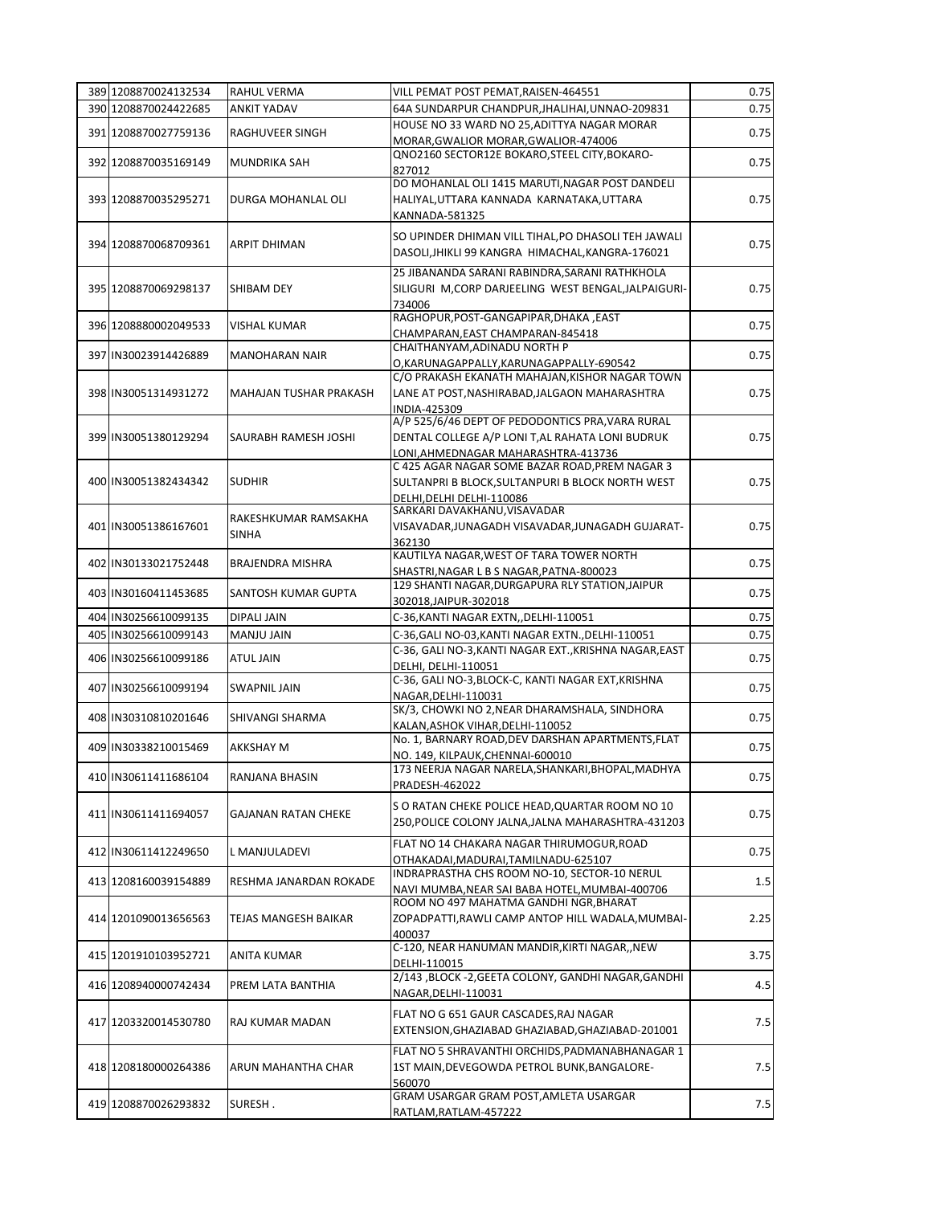| | | | | |
|---|---|---|---|---|
| 389 | 1208870024132534 | RAHUL VERMA | VILL PEMAT POST PEMAT,RAISEN-464551 | 0.75 |
| 390 | 1208870024422685 | ANKIT YADAV | 64A SUNDARPUR CHANDPUR,JHALIHAI,UNNAO-209831 | 0.75 |
| 391 | 1208870027759136 | RAGHUVEER SINGH | HOUSE NO 33 WARD NO 25,ADITTYA NAGAR MORAR MORAR,GWALIOR MORAR,GWALIOR-474006 | 0.75 |
| 392 | 1208870035169149 | MUNDRIKA SAH | QNO2160 SECTOR12E BOKARO,STEEL CITY,BOKARO-827012 | 0.75 |
| 393 | 1208870035295271 | DURGA MOHANLAL OLI | DO MOHANLAL OLI 1415 MARUTI,NAGAR POST DANDELI HALIYAL,UTTARA KANNADA KARNATAKA,UTTARA KANNADA-581325 | 0.75 |
| 394 | 1208870068709361 | ARPIT DHIMAN | SO UPINDER DHIMAN VILL TIHAL,PO DHASOLI TEH JAWALI DASOLI,JHIKLI 99 KANGRA HIMACHAL,KANGRA-176021 | 0.75 |
| 395 | 1208870069298137 | SHIBAM DEY | 25 JIBANANDA SARANI RABINDRA,SARANI RATHKHOLA SILIGURI M,CORP DARJEELING WEST BENGAL,JALPAIGURI-734006 | 0.75 |
| 396 | 1208880002049533 | VISHAL KUMAR | RAGHOPUR,POST-GANGAPIPAR,DHAKA ,EAST CHAMPARAN,EAST CHAMPARAN-845418 | 0.75 |
| 397 | IN30023914426889 | MANOHARAN NAIR | CHAITHANYAM,ADINADU NORTH P O,KARUNAGAPPALLY,KARUNAGAPPALLY-690542 | 0.75 |
| 398 | IN30051314931272 | MAHAJAN TUSHAR PRAKASH | C/O PRAKASH EKANATH MAHAJAN,KISHOR NAGAR TOWN LANE AT POST,NASHIRABAD,JALGAON MAHARASHTRA INDIA-425309 | 0.75 |
| 399 | IN30051380129294 | SAURABH RAMESH JOSHI | A/P 525/6/46 DEPT OF PEDODONTICS PRA,VARA RURAL DENTAL COLLEGE A/P LONI T,AL RAHATA LONI BUDRUK LONI,AHMEDNAGAR MAHARASHTRA-413736 | 0.75 |
| 400 | IN30051382434342 | SUDHIR | C 425 AGAR NAGAR SOME BAZAR ROAD,PREM NAGAR 3 SULTANPRI B BLOCK,SULTANPURI B BLOCK NORTH WEST DELHI,DELHI DELHI-110086 | 0.75 |
| 401 | IN30051386167601 | RAKESHKUMAR RAMSAKHA SINHA | SARKARI DAVAKHANU,VISAVADAR VISAVADAR,JUNAGADH VISAVADAR,JUNAGADH GUJARAT-362130 | 0.75 |
| 402 | IN30133021752448 | BRAJENDRA MISHRA | KAUTILYA NAGAR,WEST OF TARA TOWER NORTH SHASTRI,NAGAR L B S NAGAR,PATNA-800023 | 0.75 |
| 403 | IN30160411453685 | SANTOSH KUMAR GUPTA | 129 SHANTI NAGAR,DURGAPURA RLY STATION,JAIPUR 302018,JAIPUR-302018 | 0.75 |
| 404 | IN30256610099135 | DIPALI JAIN | C-36,KANTI NAGAR EXTN,,DELHI-110051 | 0.75 |
| 405 | IN30256610099143 | MANJU JAIN | C-36,GALI NO-03,KANTI NAGAR EXTN.,DELHI-110051 | 0.75 |
| 406 | IN30256610099186 | ATUL JAIN | C-36, GALI NO-3,KANTI NAGAR EXT.,KRISHNA NAGAR,EAST DELHI, DELHI-110051 | 0.75 |
| 407 | IN30256610099194 | SWAPNIL JAIN | C-36, GALI NO-3,BLOCK-C, KANTI NAGAR EXT,KRISHNA NAGAR,DELHI-110031 | 0.75 |
| 408 | IN30310810201646 | SHIVANGI SHARMA | SK/3, CHOWKI NO 2,NEAR DHARAMSHALA, SINDHORA KALAN,ASHOK VIHAR,DELHI-110052 | 0.75 |
| 409 | IN30338210015469 | AKKSHAY M | No. 1, BARNARY ROAD,DEV DARSHAN APARTMENTS,FLAT NO. 149, KILPAUK,CHENNAI-600010 | 0.75 |
| 410 | IN30611411686104 | RANJANA BHASIN | 173 NEERJA NAGAR NARELA,SHANKARI,BHOPAL,MADHYA PRADESH-462022 | 0.75 |
| 411 | IN30611411694057 | GAJANAN RATAN CHEKE | S O RATAN CHEKE POLICE HEAD,QUARTAR ROOM NO 10 250,POLICE COLONY JALNA,JALNA MAHARASHTRA-431203 | 0.75 |
| 412 | IN30611412249650 | L MANJULADEVI | FLAT NO 14 CHAKARA NAGAR THIRUMOGUR,ROAD OTHAKADAI,MADURAI,TAMILNADU-625107 | 0.75 |
| 413 | 1208160039154889 | RESHMA JANARDAN ROKADE | INDRAPRASTHA CHS ROOM NO-10, SECTOR-10 NERUL NAVI MUMBA,NEAR SAI BABA HOTEL,MUMBAI-400706 | 1.5 |
| 414 | 1201090013656563 | TEJAS MANGESH BAIKAR | ROOM NO 497 MAHATMA GANDHI NGR,BHARAT ZOPADPATTI,RAWLI CAMP ANTOP HILL WADALA,MUMBAI-400037 | 2.25 |
| 415 | 1201910103952721 | ANITA KUMAR | C-120, NEAR HANUMAN MANDIR,KIRTI NAGAR,,NEW DELHI-110015 | 3.75 |
| 416 | 1208940000742434 | PREM LATA BANTHIA | 2/143 ,BLOCK -2,GEETA COLONY, GANDHI NAGAR,GANDHI NAGAR,DELHI-110031 | 4.5 |
| 417 | 1203320014530780 | RAJ KUMAR MADAN | FLAT NO G 651 GAUR CASCADES,RAJ NAGAR EXTENSION,GHAZIABAD GHAZIABAD,GHAZIABAD-201001 | 7.5 |
| 418 | 1208180000264386 | ARUN MAHANTHA CHAR | FLAT NO 5 SHRAVANTHI ORCHIDS,PADMANABHANAGAR 1 1ST MAIN,DEVEGOWDA PETROL BUNK,BANGALORE-560070 | 7.5 |
| 419 | 1208870026293832 | SURESH . | GRAM USARGAR GRAM POST,AMLETA USARGAR RATLAM,RATLAM-457222 | 7.5 |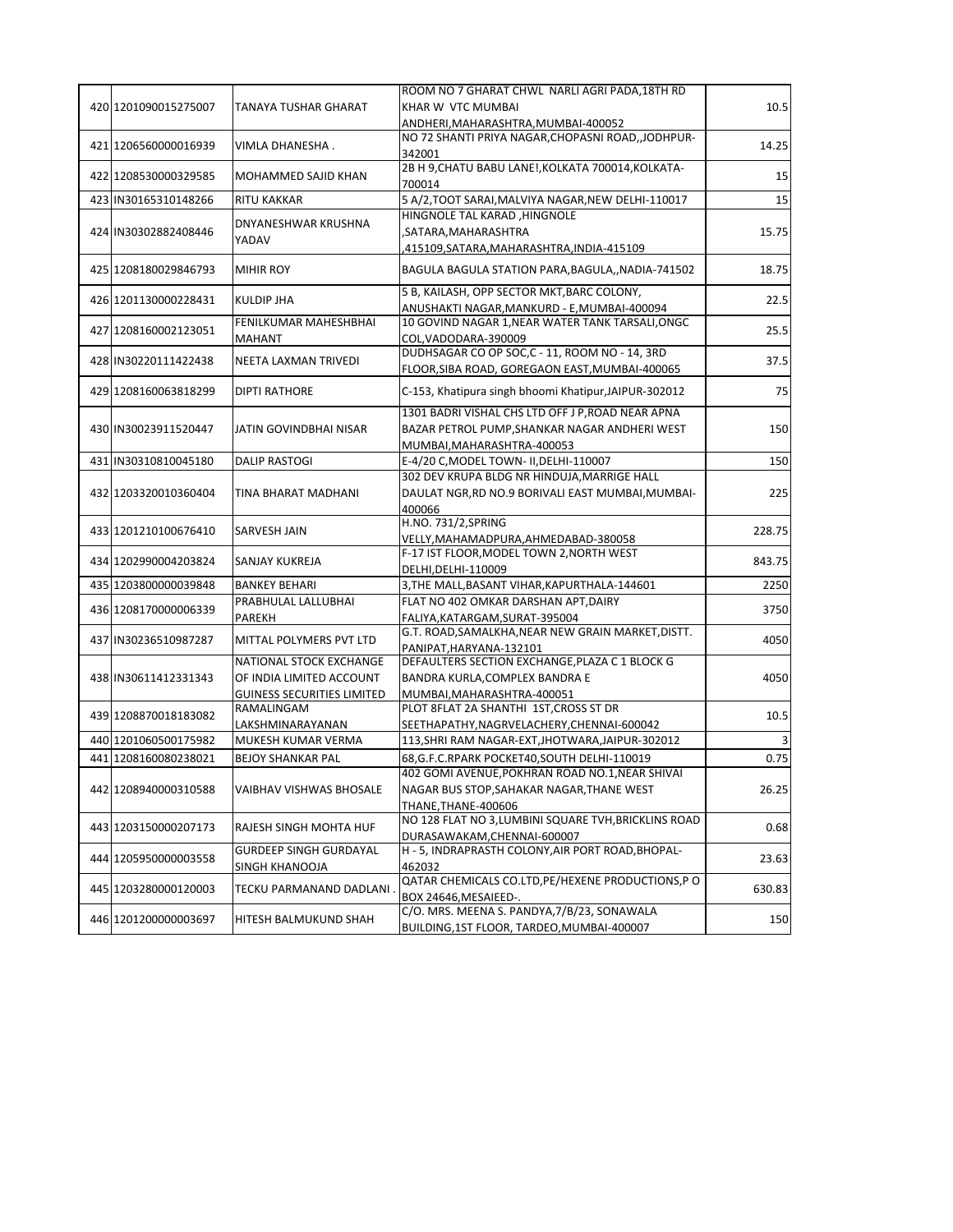| | | | | |
|---|---|---|---|---|
| 420 | 1201090015275007 | TANAYA TUSHAR GHARAT | ROOM NO 7 GHARAT CHWL NARLI AGRI PADA,18TH RD KHAR W VTC MUMBAI ANDHERI,MAHARASHTRA,MUMBAI-400052 | 10.5 |
| 421 | 1206560000016939 | VIMLA DHANESHA . | NO 72 SHANTI PRIYA NAGAR,CHOPASNI ROAD,,JODHPUR-342001 | 14.25 |
| 422 | 1208530000329585 | MOHAMMED SAJID KHAN | 2B H 9,CHATU BABU LANE!,KOLKATA 700014,KOLKATA-700014 | 15 |
| 423 | IN30165310148266 | RITU KAKKAR | 5 A/2,TOOT SARAI,MALVIYA NAGAR,NEW DELHI-110017 | 15 |
| 424 | IN30302882408446 | DNYANESHWAR KRUSHNA YADAV | HINGNOLE TAL KARAD ,HINGNOLE ,SATARA,MAHARASHTRA ,415109,SATARA,MAHARASHTRA,INDIA-415109 | 15.75 |
| 425 | 1208180029846793 | MIHIR ROY | BAGULA BAGULA STATION PARA,BAGULA,,NADIA-741502 | 18.75 |
| 426 | 1201130000228431 | KULDIP JHA | 5 B, KAILASH, OPP SECTOR MKT,BARC COLONY, ANUSHAKTI NAGAR,MANKURD - E,MUMBAI-400094 | 22.5 |
| 427 | 1208160002123051 | FENILKUMAR MAHESHBHAI MAHANT | 10 GOVIND NAGAR 1,NEAR WATER TANK TARSALI,ONGC COL,VADODARA-390009 | 25.5 |
| 428 | IN30220111422438 | NEETA LAXMAN TRIVEDI | DUDHSAGAR CO OP SOC,C - 11, ROOM NO - 14, 3RD FLOOR,SIBA ROAD, GOREGAON EAST,MUMBAI-400065 | 37.5 |
| 429 | 1208160063818299 | DIPTI RATHORE | C-153, Khatipura singh bhoomi Khatipur,JAIPUR-302012 | 75 |
| 430 | IN30023911520447 | JATIN GOVINDBHAI NISAR | 1301 BADRI VISHAL CHS LTD OFF J P,ROAD NEAR APNA BAZAR PETROL PUMP,SHANKAR NAGAR ANDHERI WEST MUMBAI,MAHARASHTRA-400053 | 150 |
| 431 | IN30310810045180 | DALIP RASTOGI | E-4/20 C,MODEL TOWN- II,DELHI-110007 | 150 |
| 432 | 1203320010360404 | TINA BHARAT MADHANI | 302 DEV KRUPA BLDG NR HINDUJA,MARRIGE HALL DAULAT NGR,RD NO.9 BORIVALI EAST MUMBAI,MUMBAI-400066 | 225 |
| 433 | 1201210100676410 | SARVESH JAIN | H.NO. 731/2,SPRING VELLY,MAHAMADPURA,AHMEDABAD-380058 | 228.75 |
| 434 | 1202990004203824 | SANJAY KUKREJA | F-17 IST FLOOR,MODEL TOWN 2,NORTH WEST DELHI,DELHI-110009 | 843.75 |
| 435 | 1203800000039848 | BANKEY BEHARI | 3,THE MALL,BASANT VIHAR,KAPURTHALA-144601 | 2250 |
| 436 | 1208170000006339 | PRABHULAL LALLUBHAI PAREKH | FLAT NO 402 OMKAR DARSHAN APT,DAIRY FALIYA,KATARGAM,SURAT-395004 | 3750 |
| 437 | IN30236510987287 | MITTAL POLYMERS PVT LTD | G.T. ROAD,SAMALKHA,NEAR NEW GRAIN MARKET,DISTT. PANIPAT,HARYANA-132101 | 4050 |
| 438 | IN30611412331343 | NATIONAL STOCK EXCHANGE OF INDIA LIMITED ACCOUNT GUINESS SECURITIES LIMITED | DEFAULTERS SECTION EXCHANGE,PLAZA C 1 BLOCK G BANDRA KURLA,COMPLEX BANDRA E MUMBAI,MAHARASHTRA-400051 | 4050 |
| 439 | 1208870018183082 | RAMALINGAM LAKSHMINARAYANAN | PLOT 8FLAT 2A SHANTHI 1ST,CROSS ST DR SEETHAPATHY,NAGRVELACHERY,CHENNAI-600042 | 10.5 |
| 440 | 1201060500175982 | MUKESH KUMAR VERMA | 113,SHRI RAM NAGAR-EXT,JHOTWARA,JAIPUR-302012 | 3 |
| 441 | 1208160080238021 | BEJOY SHANKAR PAL | 68,G.F.C.RPARK POCKET40,SOUTH DELHI-110019 | 0.75 |
| 442 | 1208940000310588 | VAIBHAV VISHWAS BHOSALE | 402 GOMI AVENUE,POKHRAN ROAD NO.1,NEAR SHIVAI NAGAR BUS STOP,SAHAKAR NAGAR,THANE WEST THANE,THANE-400606 | 26.25 |
| 443 | 1203150000207173 | RAJESH SINGH MOHTA HUF | NO 128 FLAT NO 3,LUMBINI SQUARE TVH,BRICKLINS ROAD DURASAWAKAM,CHENNAI-600007 | 0.68 |
| 444 | 1205950000003558 | GURDEEP SINGH GURDAYAL SINGH KHANOOJA | H - 5, INDRAPRASTH COLONY,AIR PORT ROAD,BHOPAL-462032 | 23.63 |
| 445 | 1203280000120003 | TECKU PARMANAND DADLANI . | QATAR CHEMICALS CO.LTD,PE/HEXENE PRODUCTIONS,P O BOX 24646,MESAIEED-. | 630.83 |
| 446 | 1201200000003697 | HITESH BALMUKUND SHAH | C/O. MRS. MEENA S. PANDYA,7/B/23, SONAWALA BUILDING,1ST FLOOR, TARDEO,MUMBAI-400007 | 150 |